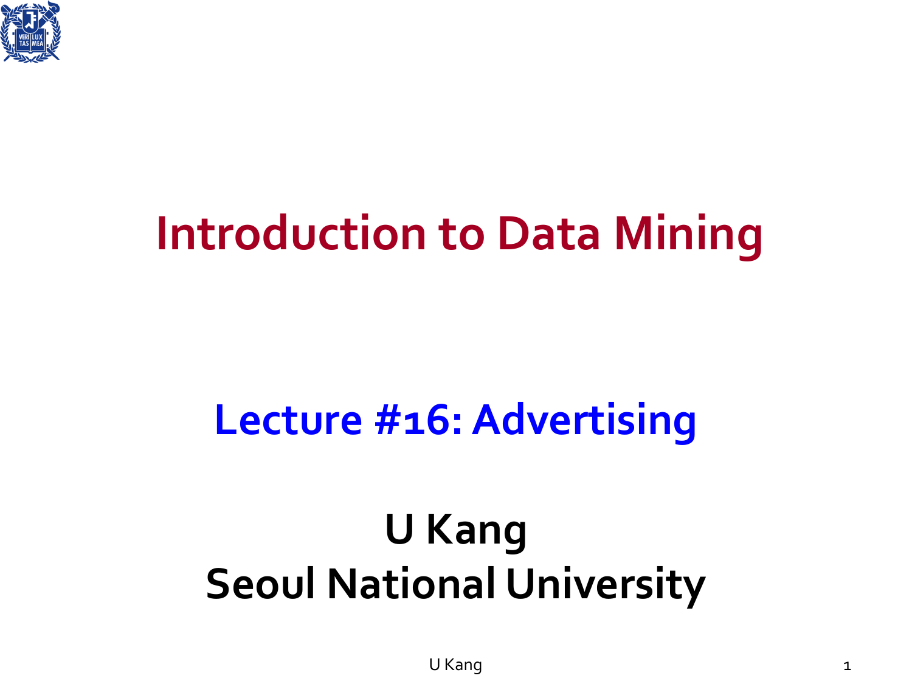# Introduction to Data Mining

## Lecture #16: Advertising

**U Kang**
**Seoul National University**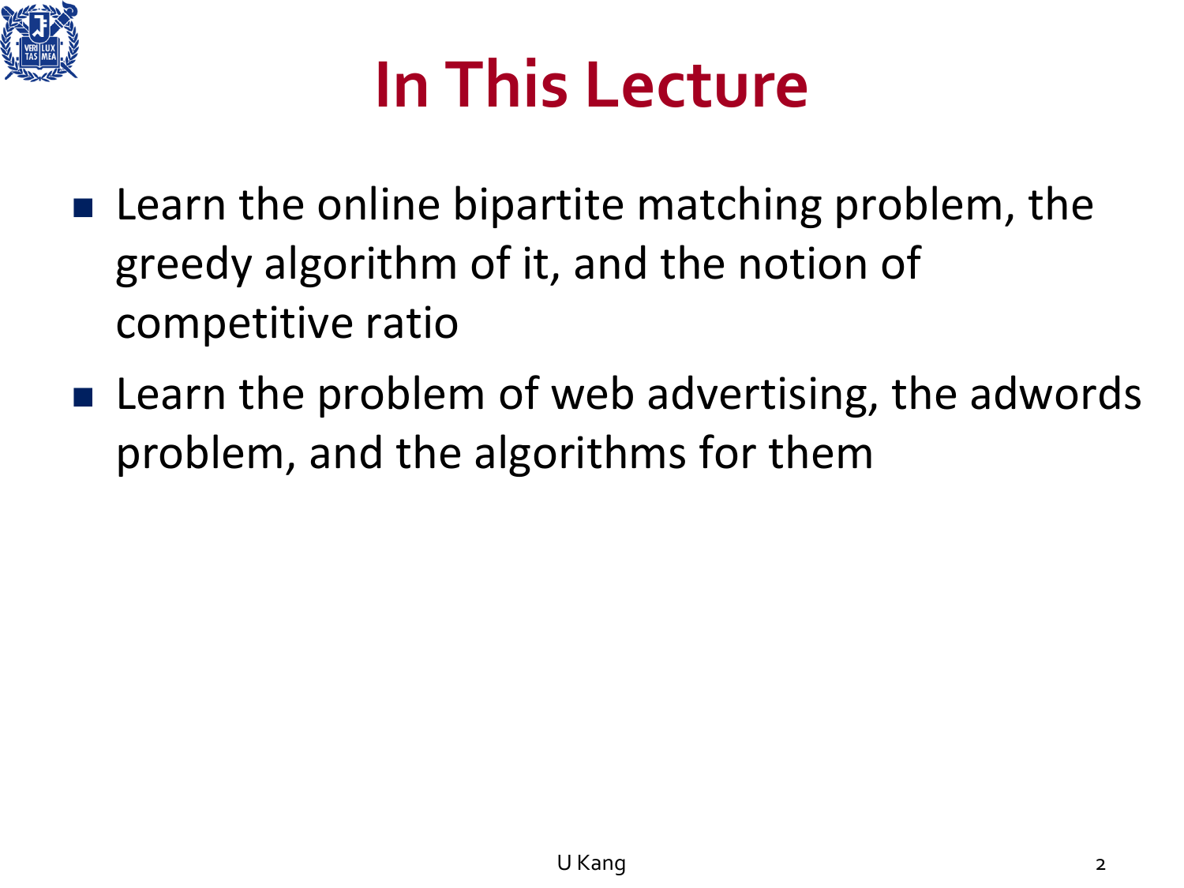# In This Lecture

- Learn the online bipartite matching problem, the greedy algorithm of it, and the notion of competitive ratio
- Learn the problem of web advertising, the adwords problem, and the algorithms for them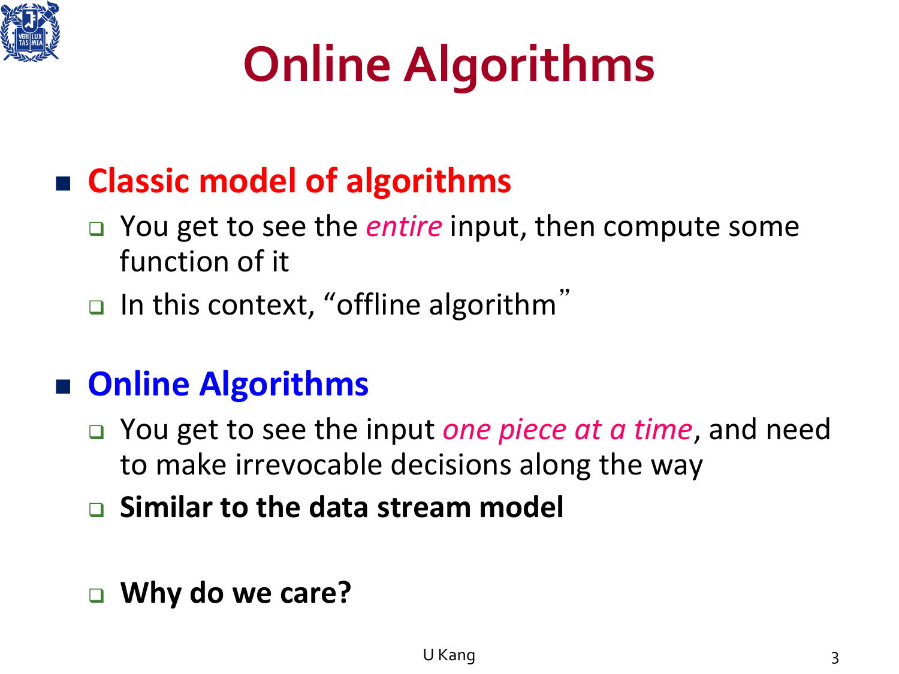# Online Algorithms

- **Classic model of algorithms**
  - You get to see the *entire* input, then compute some function of it
  - In this context, "offline algorithm"

- **Online Algorithms**
  - You get to see the input *one piece at a time*, and need to make irrevocable decisions along the way
  - **Similar to the data stream model**

  - **Why do we care?**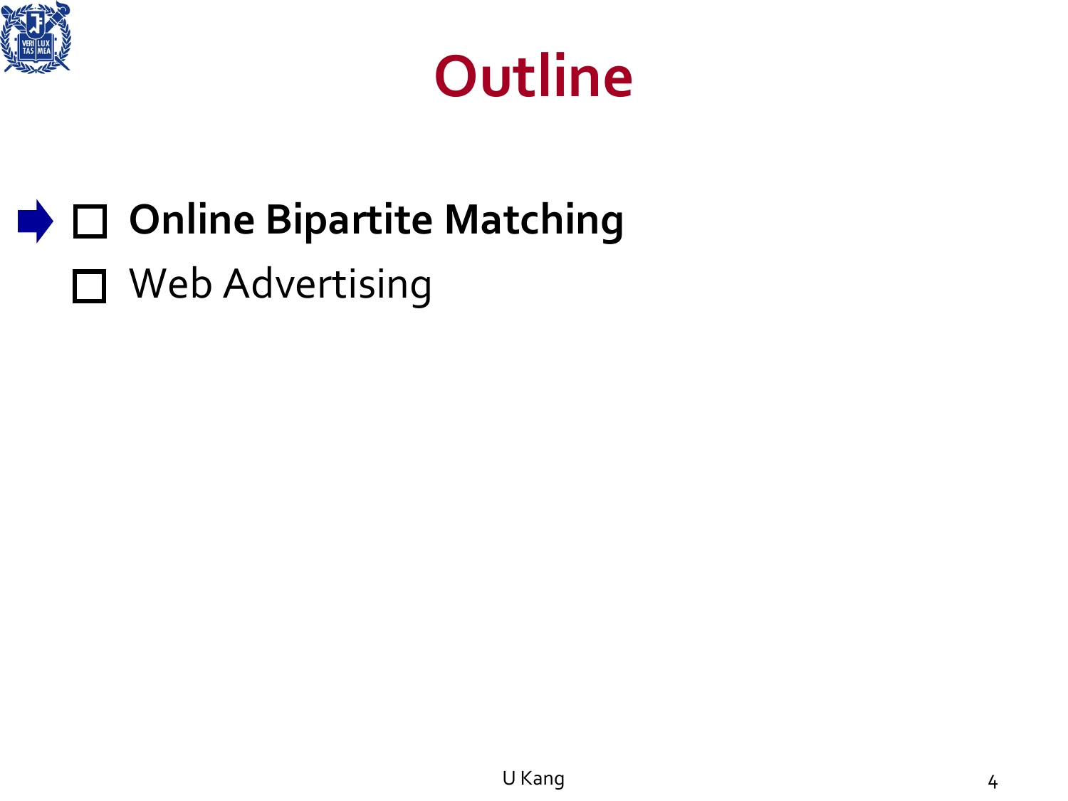# Outline

- **Online Bipartite Matching**
- Web Advertising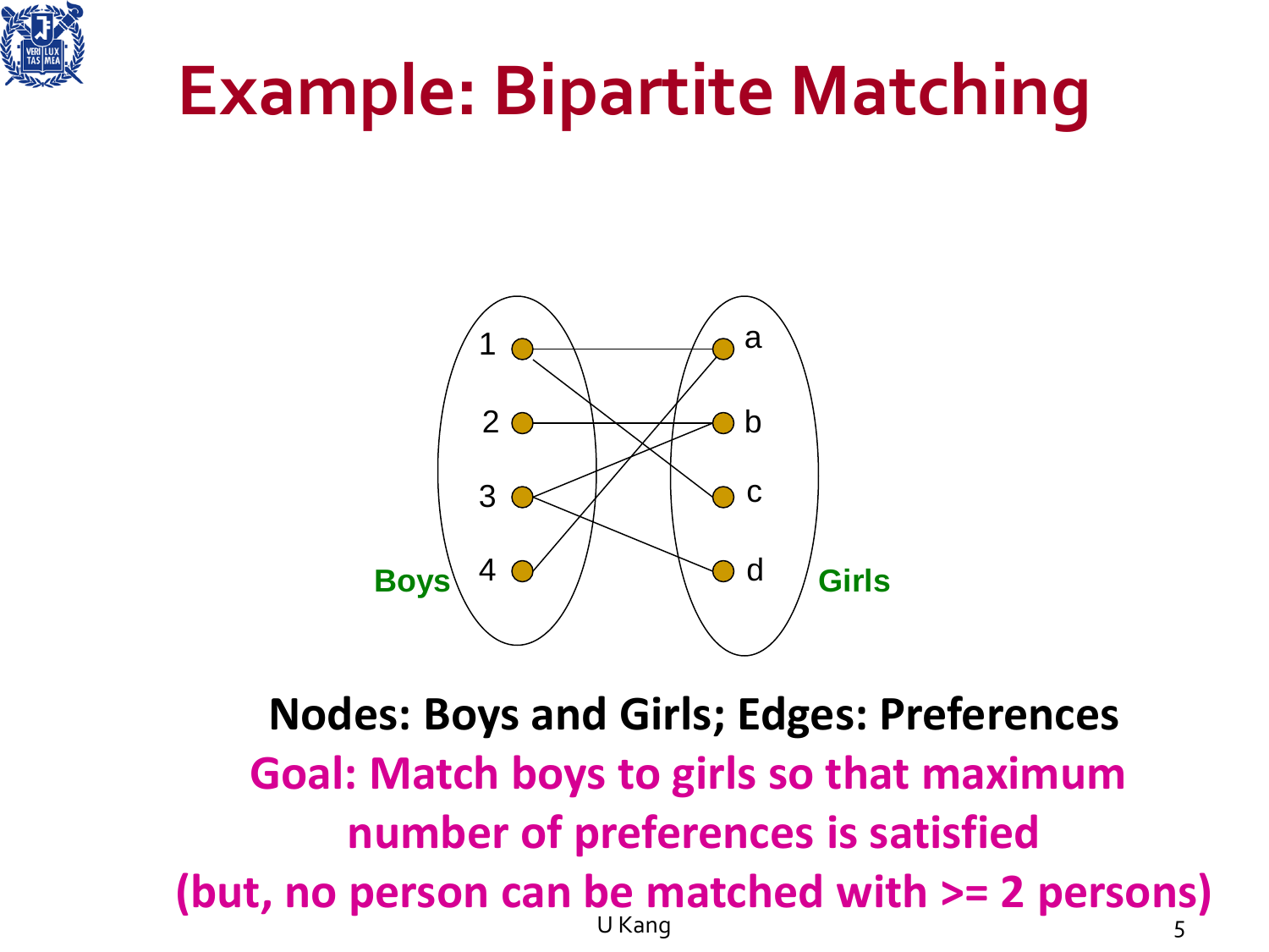# Example: Bipartite Matching

Boys 1 2 3 4

Girls a b c d

**Nodes: Boys and Girls; Edges: Preferences**

**Goal: Match boys to girls so that maximum number of preferences is satisfied**

**(but, no person can be matched with >= 2 persons)**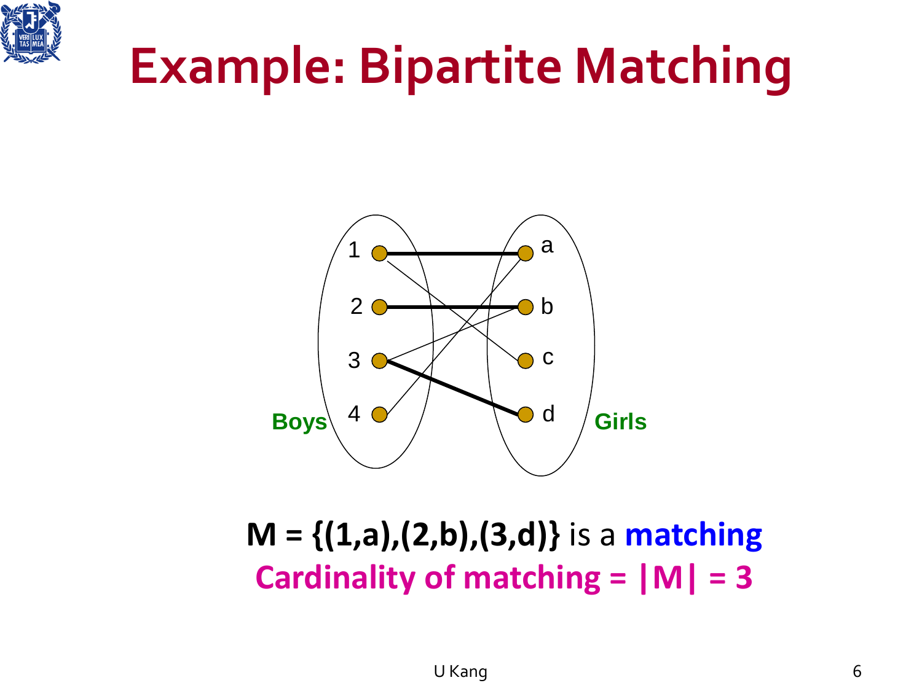# Example: Bipartite Matching

Boys

1, 2, 3, 4

Girls

a, b, c, d

**M = {(1,a),(2,b),(3,d)}** is a **matching**

**Cardinality of matching = |M| = 3**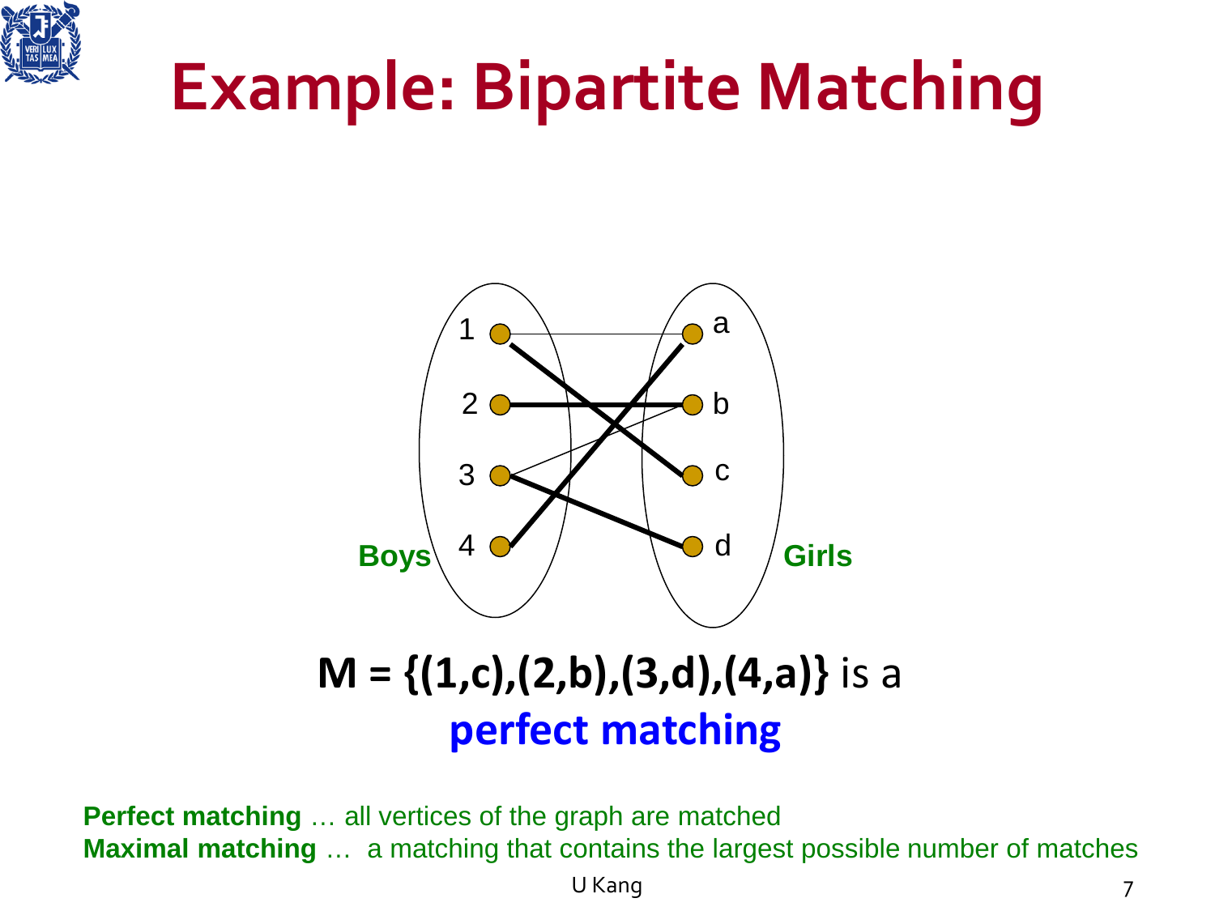# Example: Bipartite Matching

Boys: 1, 2, 3, 4

Girls: a, b, c, d

**M = {(1,c),(2,b),(3,d),(4,a)}** is a **perfect matching**

**Perfect matching** … all vertices of the graph are matched

**Maximal matching** … a matching that contains the largest possible number of matches

U Kang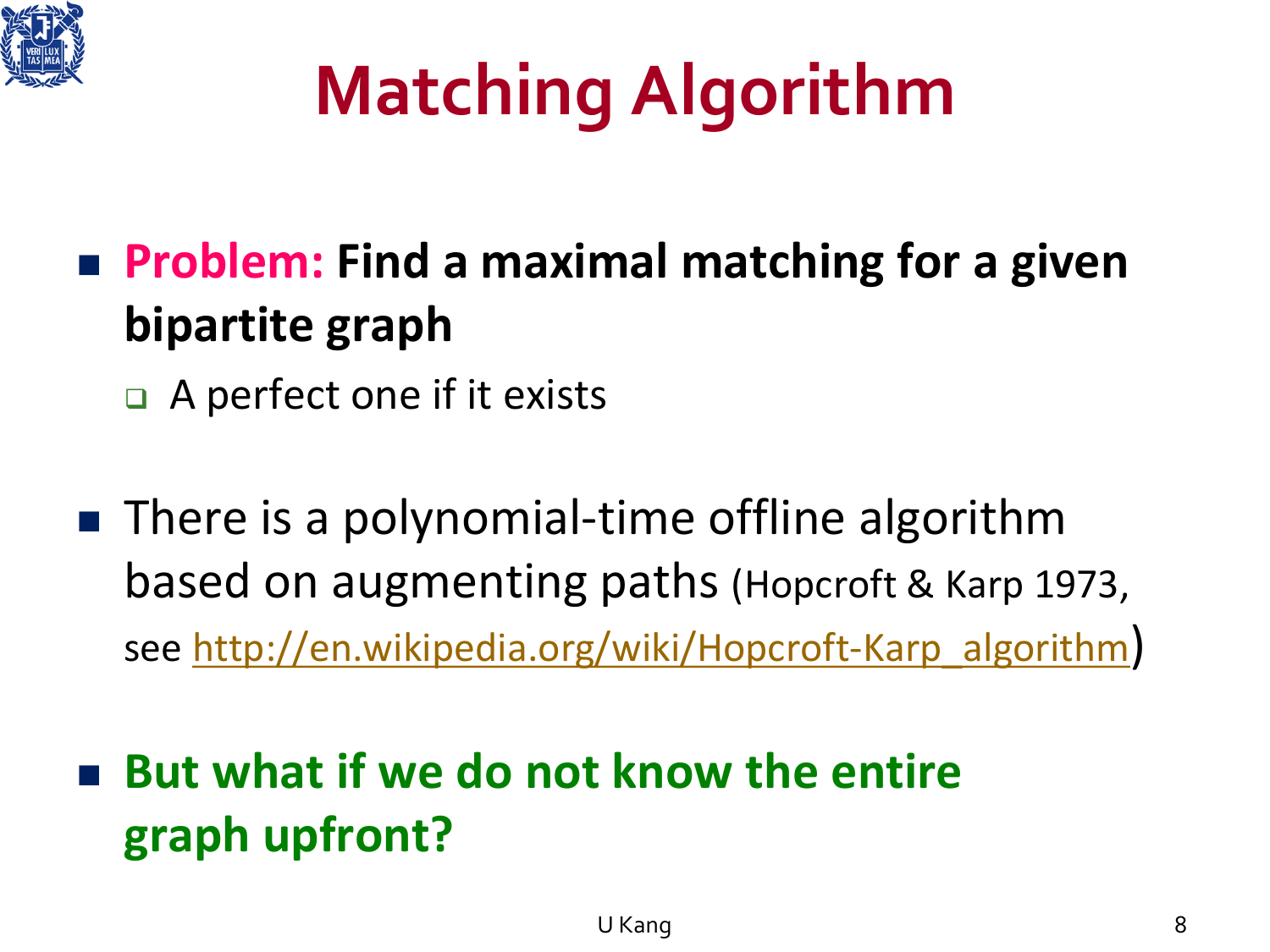# Matching Algorithm

- **Problem: Find a maximal matching for a given bipartite graph**
  - A perfect one if it exists

- There is a polynomial-time offline algorithm based on augmenting paths (Hopcroft & Karp 1973, see http://en.wikipedia.org/wiki/Hopcroft-Karp_algorithm)

- **But what if we do not know the entire graph upfront?**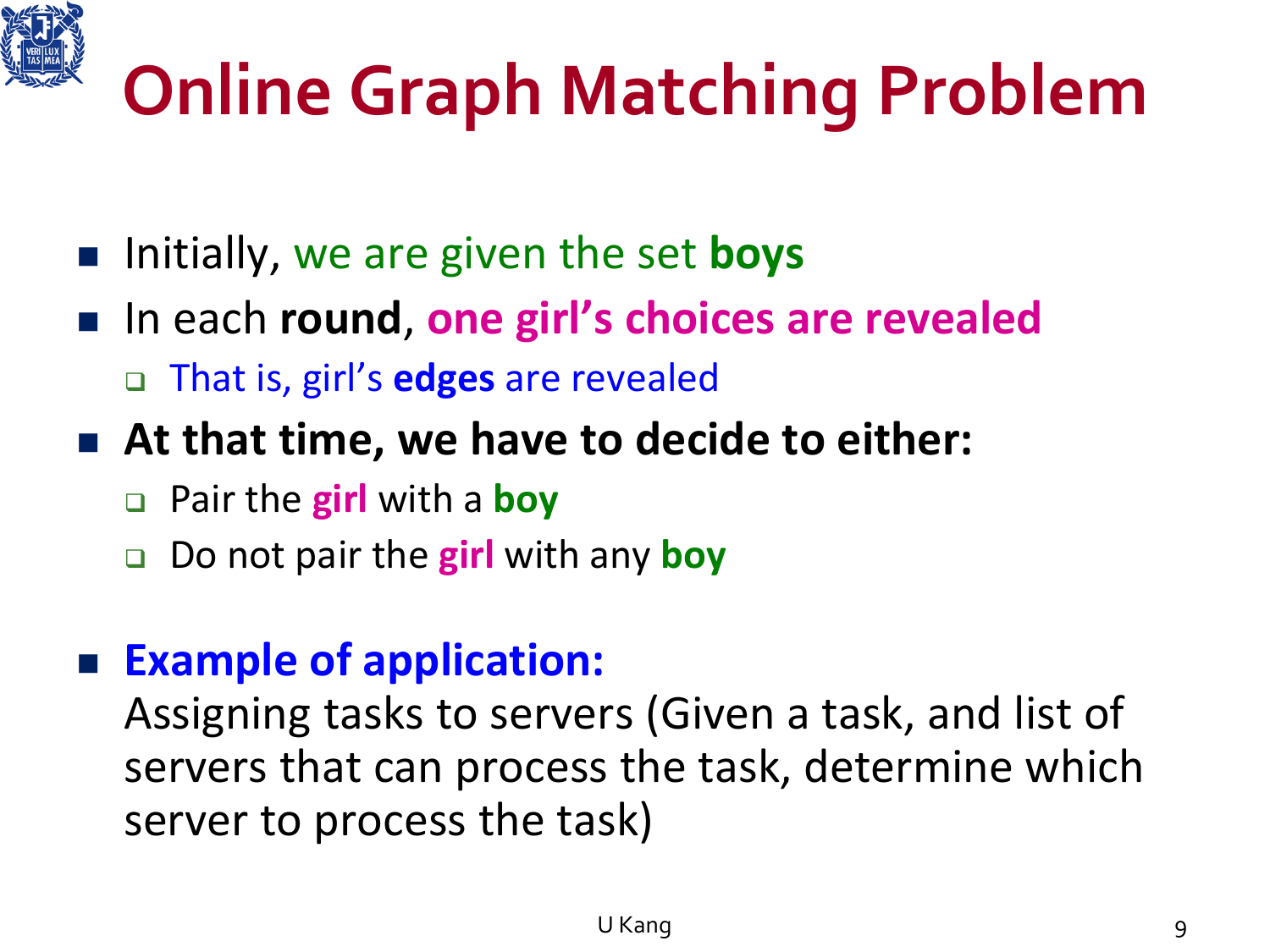# Online Graph Matching Problem

- Initially, we are given the set **boys**
- In each **round**, **one girl's choices are revealed**
  - That is, girl's **edges** are revealed
- **At that time, we have to decide to either:**
  - Pair the **girl** with a **boy**
  - Do not pair the **girl** with any **boy**

- **Example of application:**
  Assigning tasks to servers (Given a task, and list of servers that can process the task, determine which server to process the task)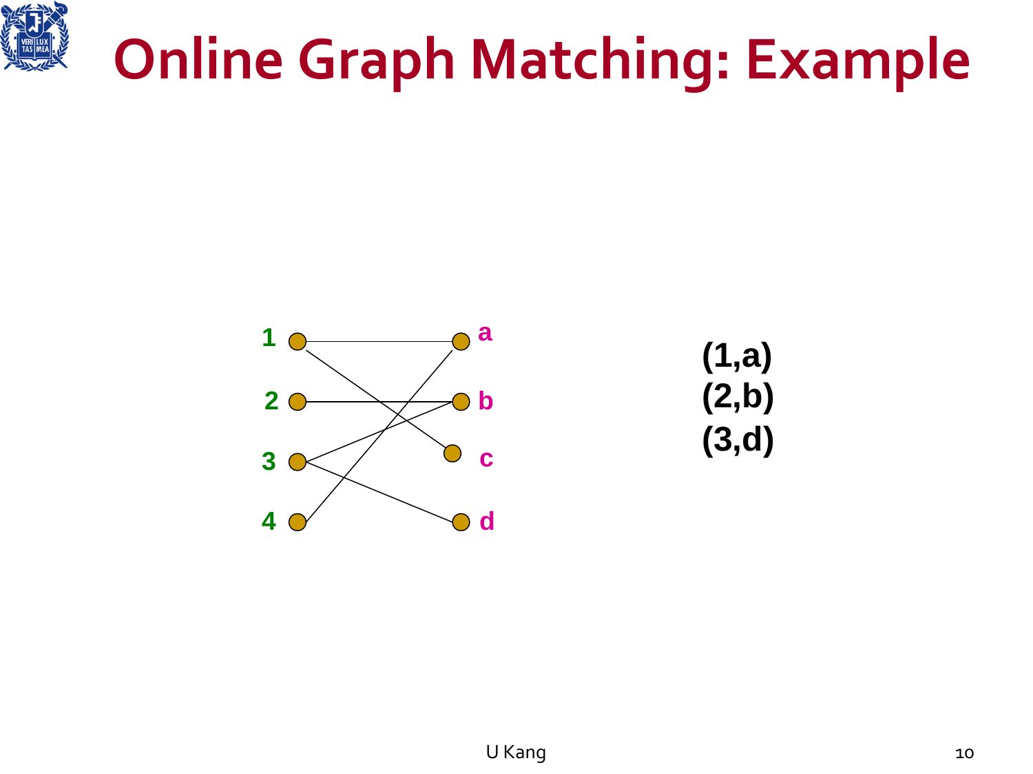# Online Graph Matching: Example

(1,a)
(2,b)
(3,d)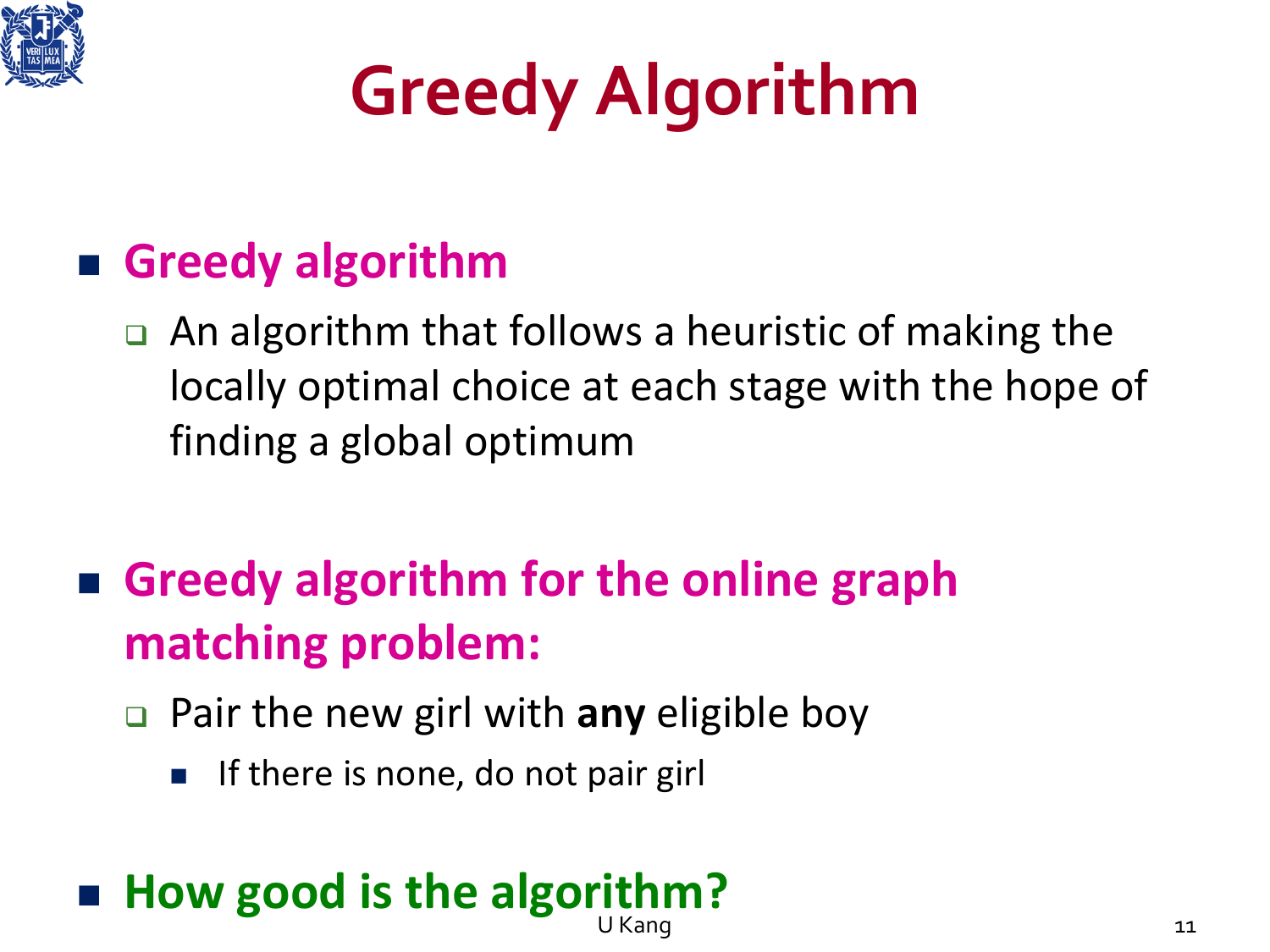# Greedy Algorithm

- **Greedy algorithm**
  - An algorithm that follows a heuristic of making the locally optimal choice at each stage with the hope of finding a global optimum

- **Greedy algorithm for the online graph matching problem:**
  - Pair the new girl with **any** eligible boy
    - If there is none, do not pair girl

- **How good is the algorithm?**

U Kang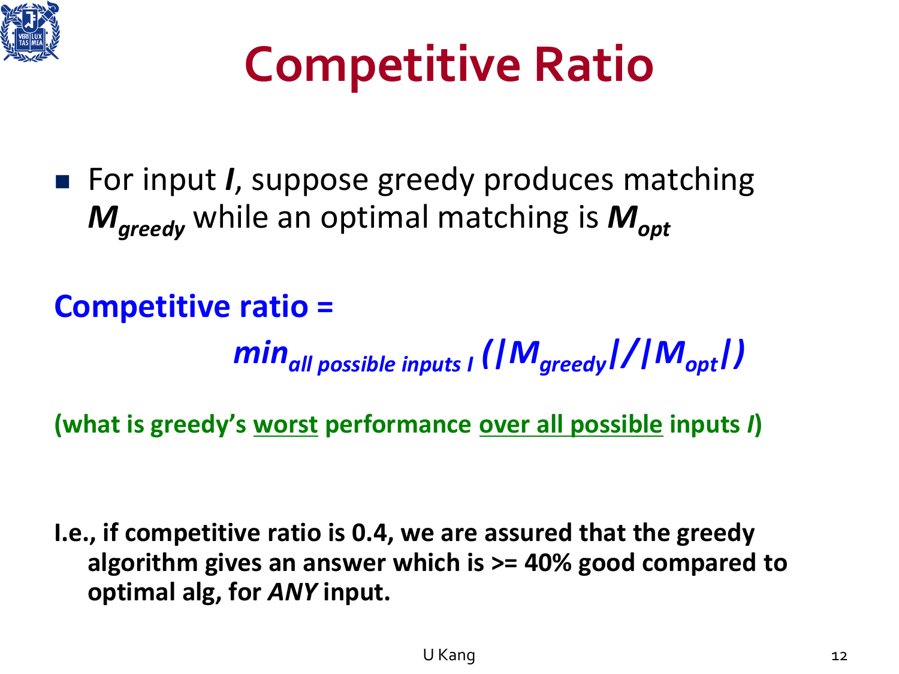# Competitive Ratio

- For input $I$, suppose greedy produces matching $M_{greedy}$ while an optimal matching is $M_{opt}$

**Competitive ratio =**

$$\min_{\text{all possible inputs } I} (|M_{greedy}|/|M_{opt}|)$$

**(what is greedy's <u>worst</u> performance <u>over all possible</u> inputs *I*)**

**I.e., if competitive ratio is 0.4, we are assured that the greedy algorithm gives an answer which is >= 40% good compared to optimal alg, for *ANY* input.**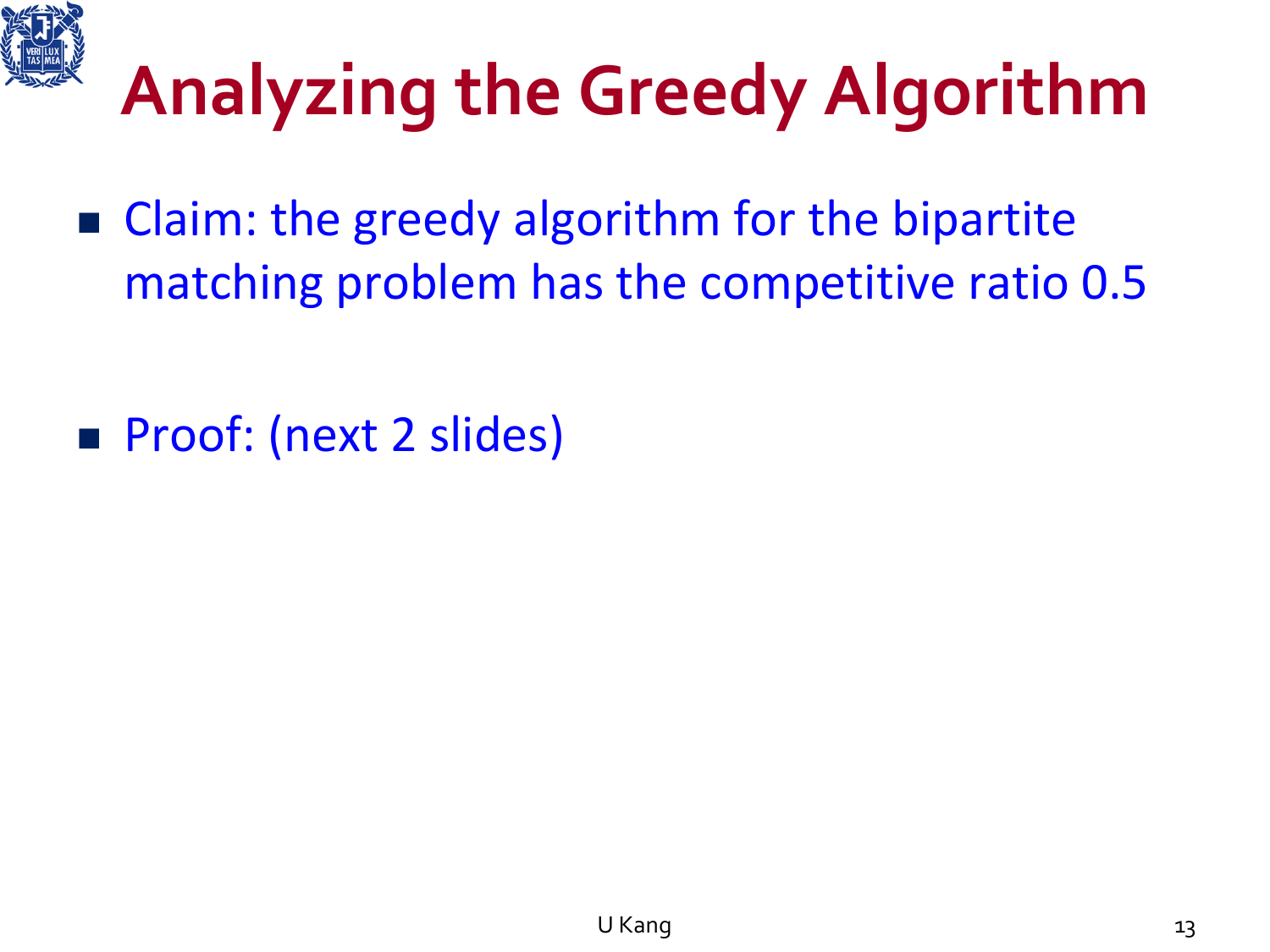# Analyzing the Greedy Algorithm

- Claim: the greedy algorithm for the bipartite matching problem has the competitive ratio 0.5

- Proof: (next 2 slides)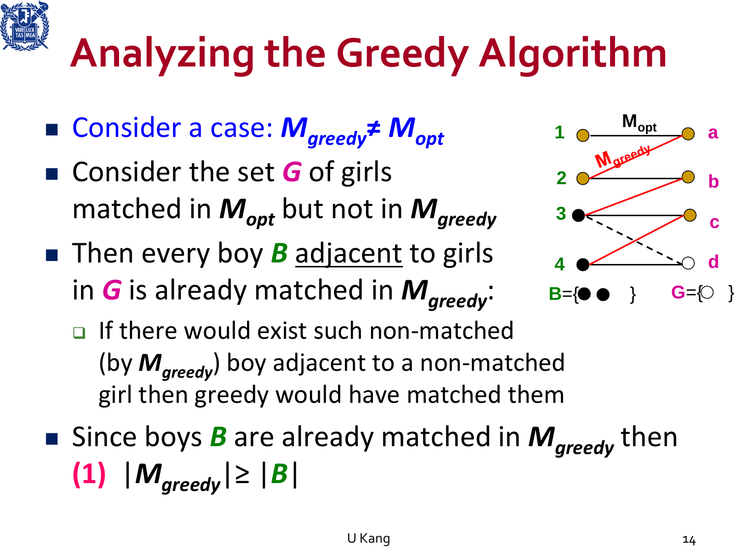# Analyzing the Greedy Algorithm

- Consider a case: $M_{greedy} \neq M_{opt}$
- Consider the set $G$ of girls matched in $M_{opt}$ but not in $M_{greedy}$
- Then every boy $B$ adjacent to girls in $G$ is already matched in $M_{greedy}$:
  - If there would exist such non-matched (by $M_{greedy}$) boy adjacent to a non-matched girl then greedy would have matched them
- Since boys $B$ are already matched in $M_{greedy}$ then
  **(1)** $|M_{greedy}| \geq |B|$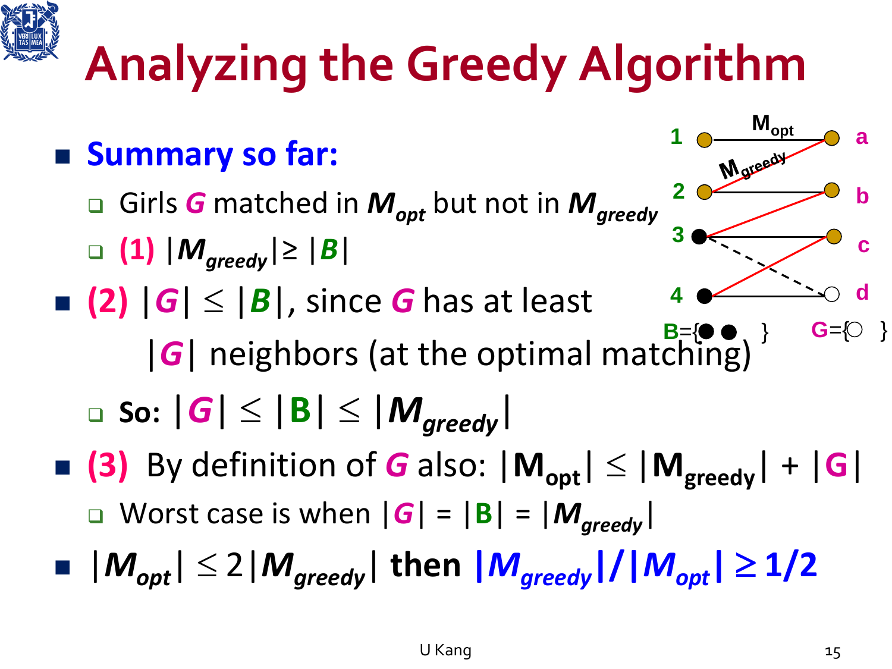# Analyzing the Greedy Algorithm

- **Summary so far:**
  - Girls $G$ matched in $M_{opt}$ but not in $M_{greedy}$
  - **(1)** $|M_{greedy}| \geq |B|$
- **(2)** $|G| \leq |B|$, since $G$ has at least $|G|$ neighbors (at the optimal matching)
  - **So:** $|G| \leq |B| \leq |M_{greedy}|$
- **(3)** By definition of $G$ also: $|M_{opt}| \leq |M_{greedy}| + |G|$
  - Worst case is when $|G| = |B| = |M_{greedy}|$
- $|M_{opt}| \leq 2|M_{greedy}|$ **then** $|M_{greedy}|/|M_{opt}| \geq 1/2$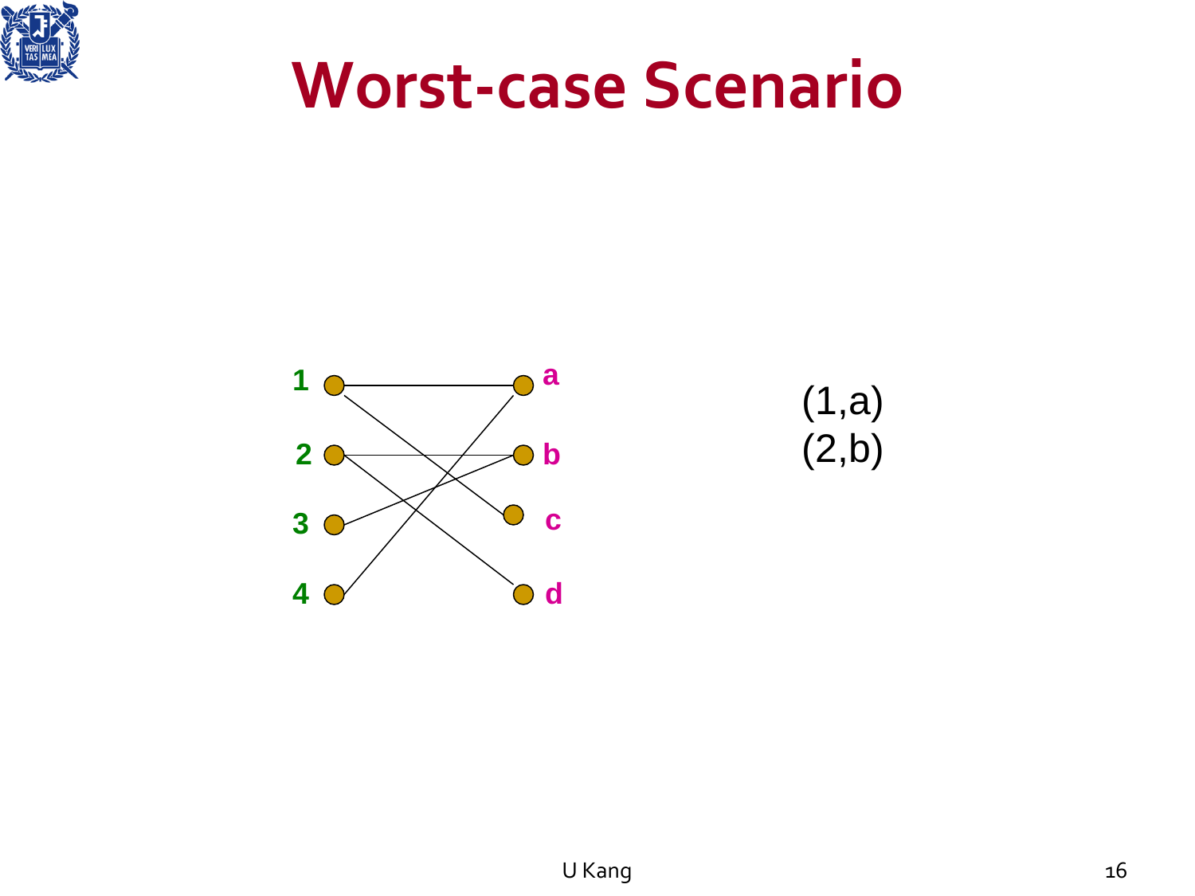# Worst-case Scenario

1 2 3 4

a b c d

(1,a)
(2,b)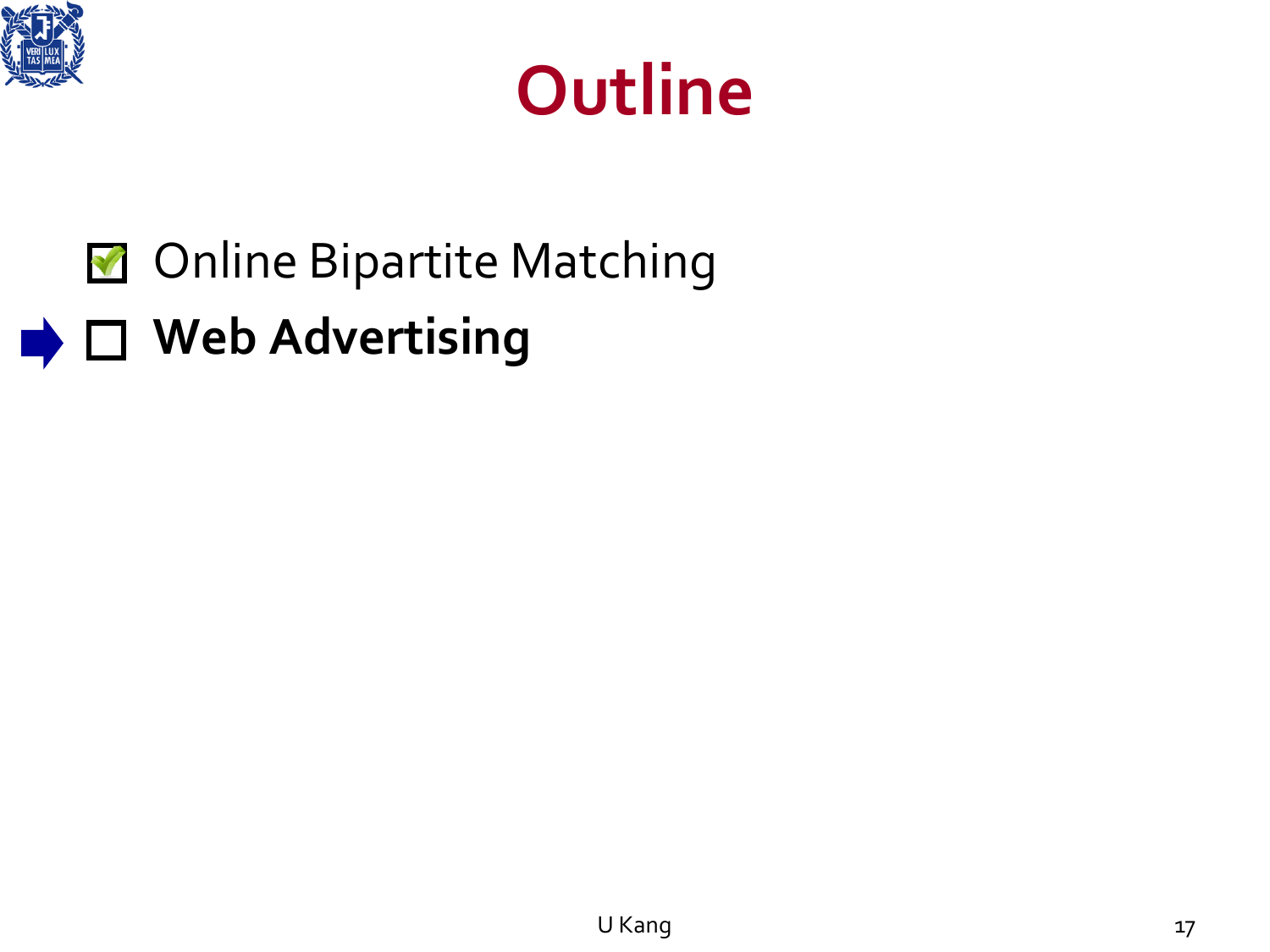# Outline

- [x] Online Bipartite Matching
- [ ] **Web Advertising**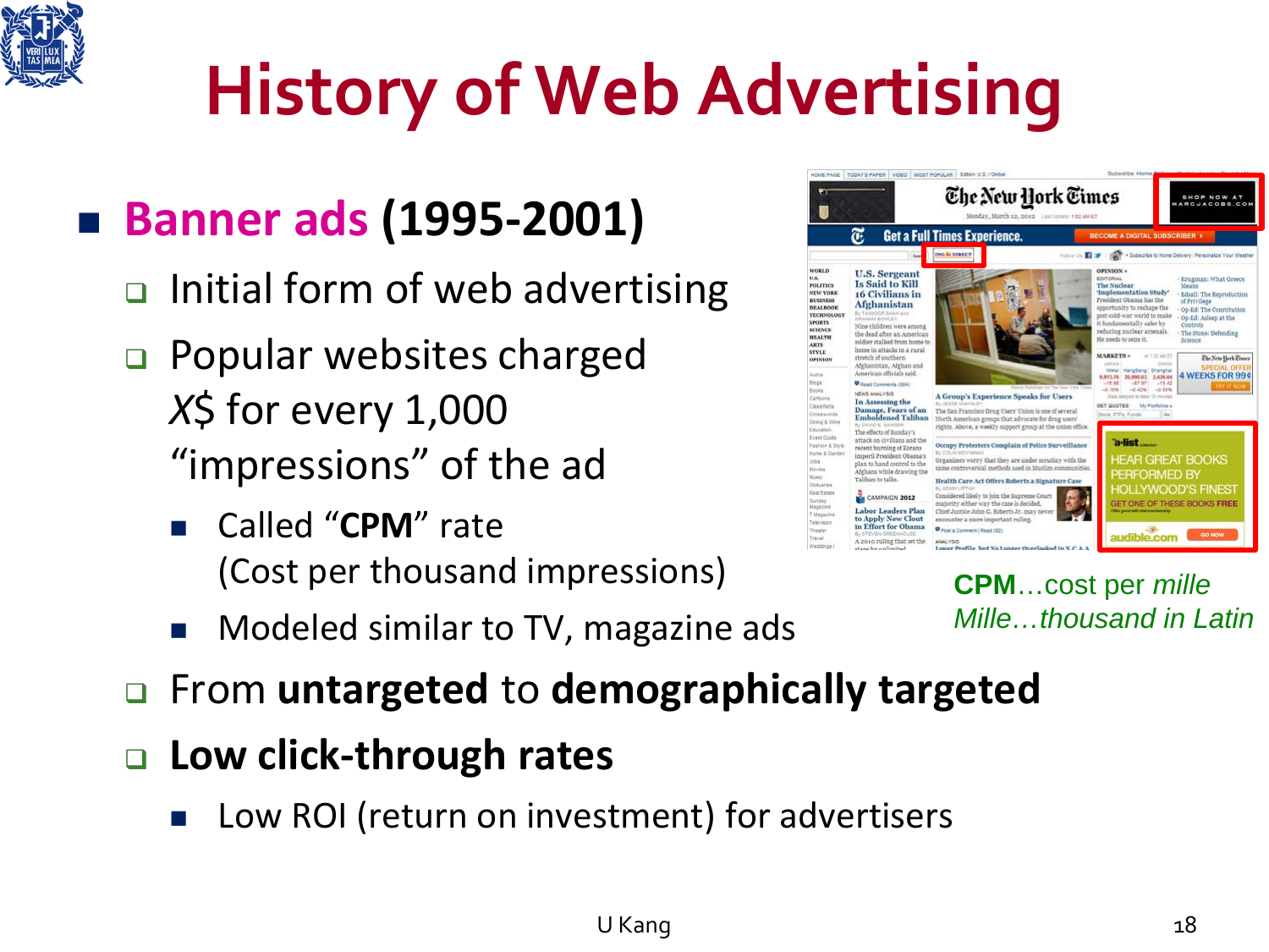# History of Web Advertising

- **Banner ads (1995-2001)**
  - Initial form of web advertising
  - Popular websites charged *X*$ for every 1,000 "impressions" of the ad
    - Called "**CPM**" rate (Cost per thousand impressions)
    - Modeled similar to TV, magazine ads
  - From **untargeted** to **demographically targeted**
  - **Low click-through rates**
    - Low ROI (return on investment) for advertisers

**CPM**…cost per *mille*
*Mille…thousand in Latin*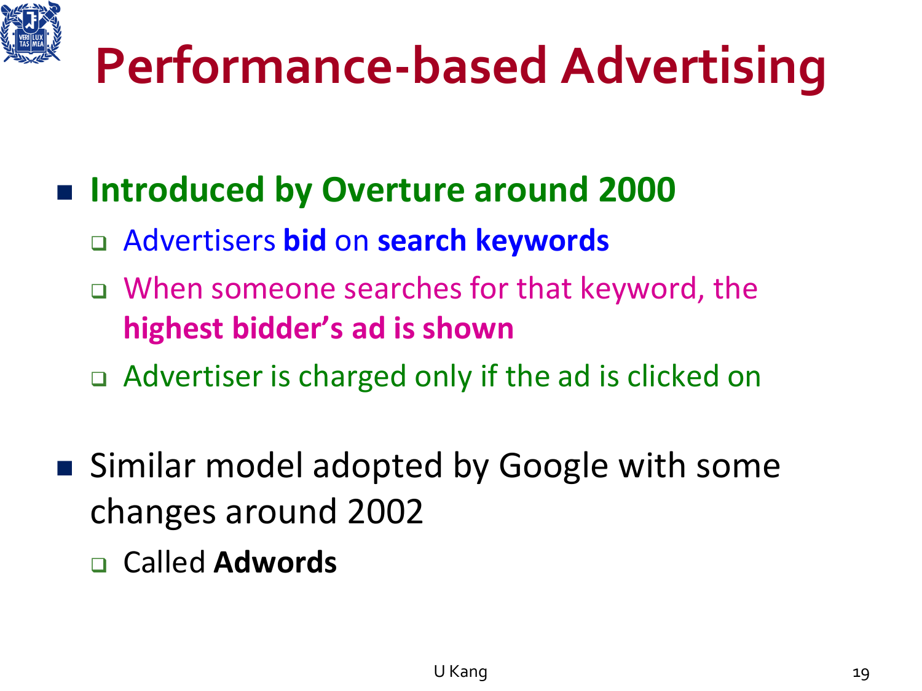# Performance-based Advertising

- **Introduced by Overture around 2000**
  - Advertisers **bid** on **search keywords**
  - When someone searches for that keyword, the **highest bidder's ad is shown**
  - Advertiser is charged only if the ad is clicked on

- Similar model adopted by Google with some changes around 2002
  - Called **Adwords**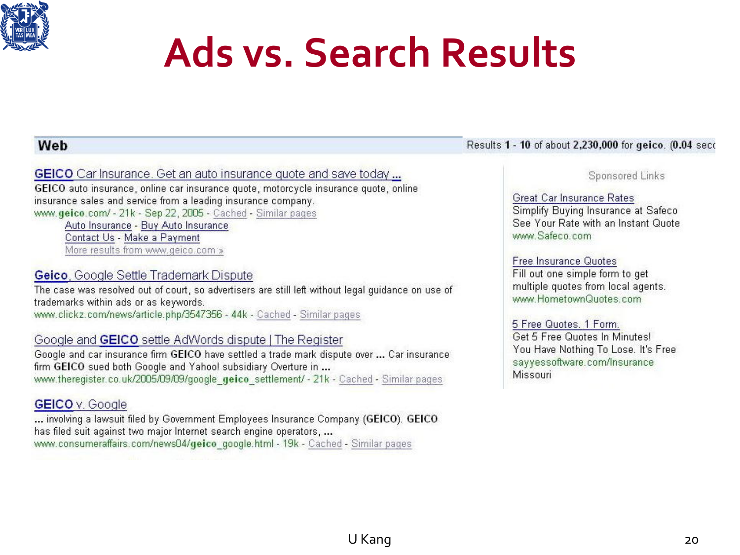# Ads vs. Search Results

**Web** — Results **1** - **10** of about **2,230,000** for **geico**. (**0.04** seco

**GEICO** Car Insurance. Get an auto insurance quote and save today ...
**GEICO** auto insurance, online car insurance quote, motorcycle insurance quote, online insurance sales and service from a leading insurance company.
www.**geico**.com/ - 21k - Sep 22, 2005 - Cached - Similar pages
- Auto Insurance - Buy Auto Insurance
- Contact Us - Make a Payment
- More results from www.geico.com »

**Geico**, Google Settle Trademark Dispute
The case was resolved out of court, so advertisers are still left without legal guidance on use of trademarks within ads or as keywords.
www.clickz.com/news/article.php/3547356 - 44k - Cached - Similar pages

Google and **GEICO** settle AdWords dispute | The Register
Google and car insurance firm **GEICO** have settled a trade mark dispute over ... Car insurance firm **GEICO** sued both Google and Yahoo! subsidiary Overture in ...
www.theregister.co.uk/2005/09/09/google_**geico**_settlement/ - 21k - Cached - Similar pages

**GEICO** v. Google
... involving a lawsuit filed by Government Employees Insurance Company (**GEICO**). **GEICO** has filed suit against two major Internet search engine operators, ...
www.consumeraffairs.com/news04/**geico**_google.html - 19k - Cached - Similar pages

Sponsored Links

Great Car Insurance Rates
Simplify Buying Insurance at Safeco
See Your Rate with an Instant Quote
www.Safeco.com

Free Insurance Quotes
Fill out one simple form to get multiple quotes from local agents.
www.HometownQuotes.com

5 Free Quotes. 1 Form.
Get 5 Free Quotes In Minutes!
You Have Nothing To Lose. It's Free
sayyessoftware.com/Insurance
Missouri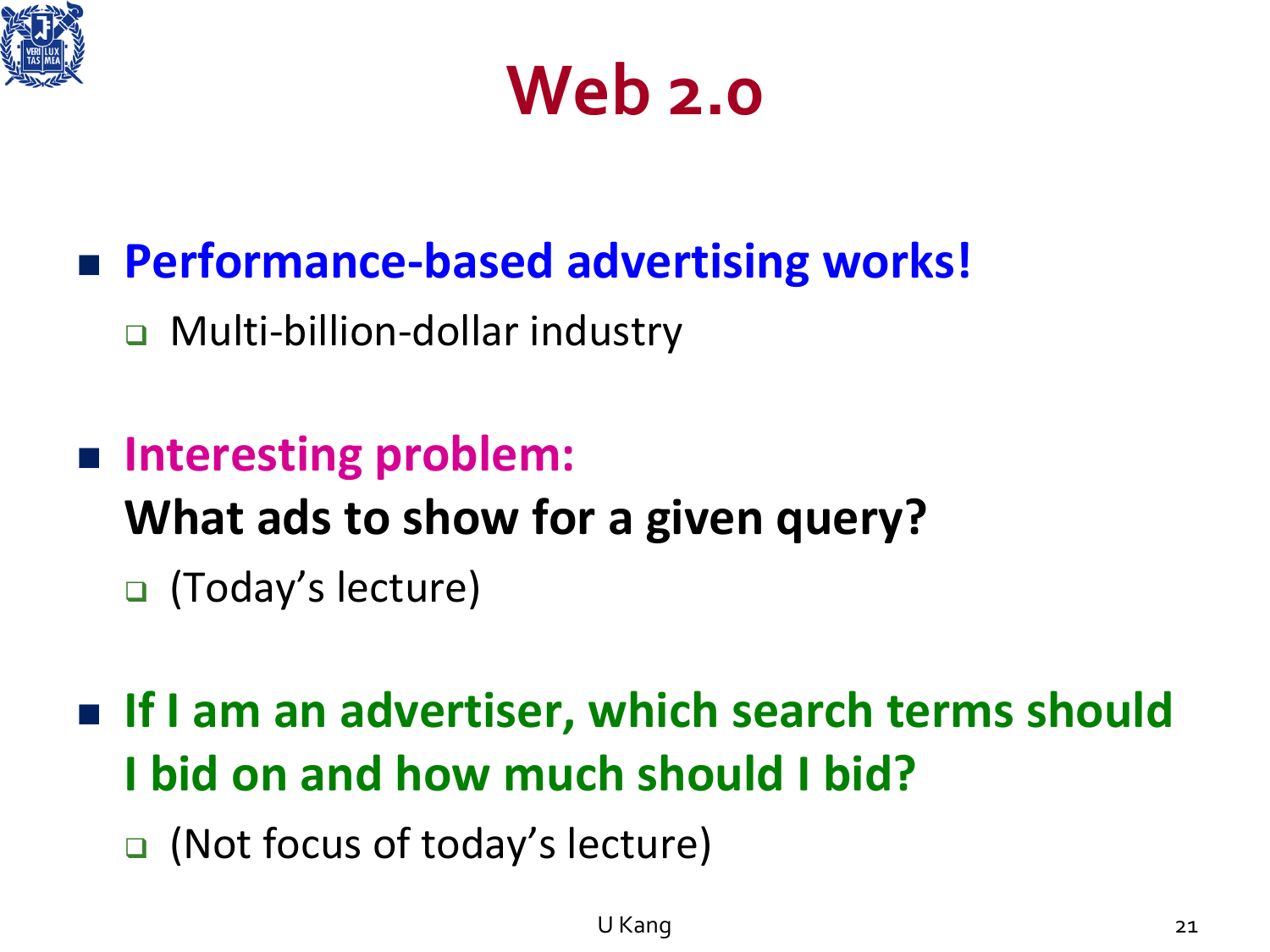# Web 2.0

- **Performance-based advertising works!**
  - Multi-billion-dollar industry

- **Interesting problem:**
  **What ads to show for a given query?**
  - (Today's lecture)

- **If I am an advertiser, which search terms should I bid on and how much should I bid?**
  - (Not focus of today's lecture)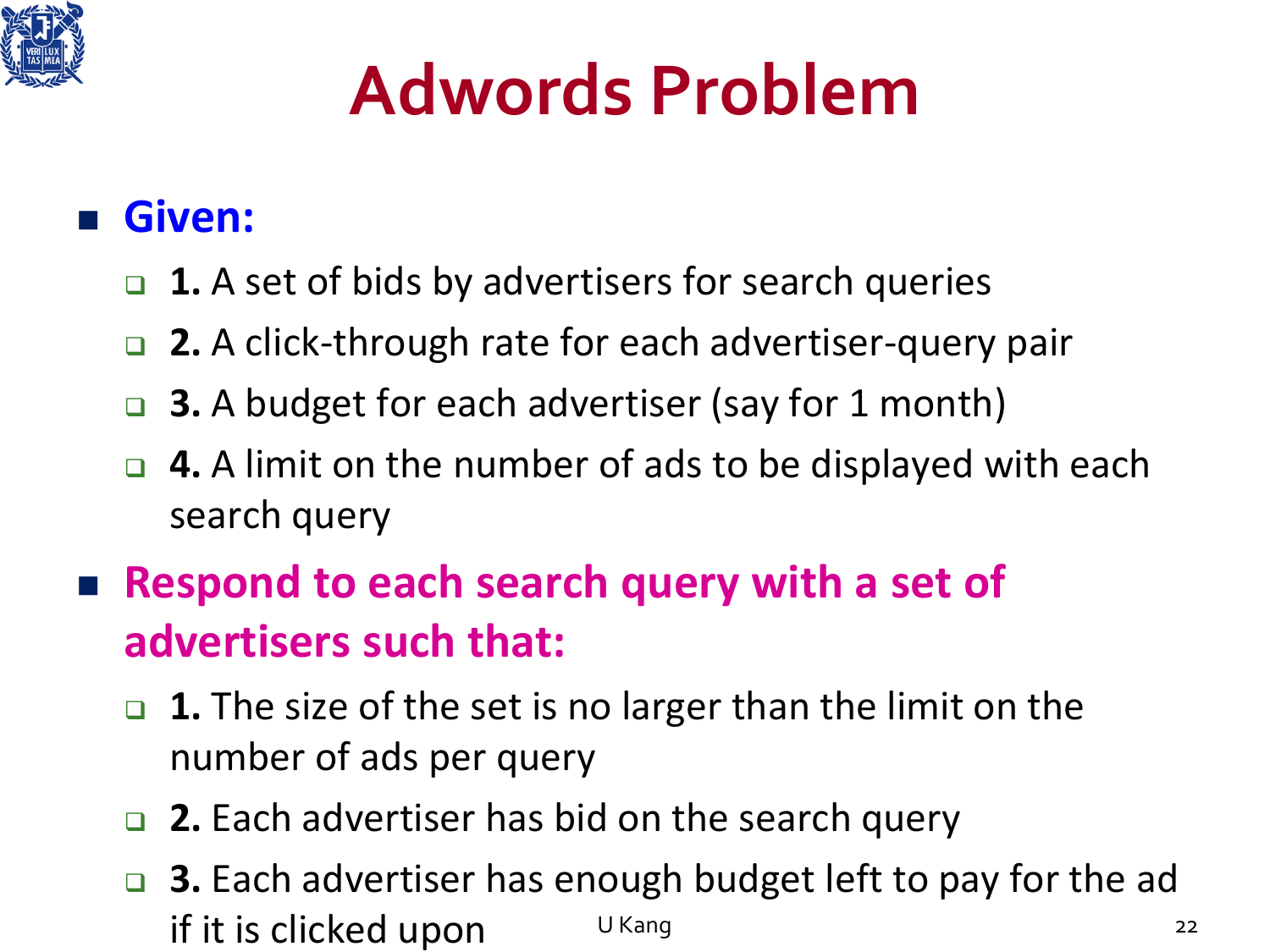# Adwords Problem

- **Given:**
  - **1.** A set of bids by advertisers for search queries
  - **2.** A click-through rate for each advertiser-query pair
  - **3.** A budget for each advertiser (say for 1 month)
  - **4.** A limit on the number of ads to be displayed with each search query
- **Respond to each search query with a set of advertisers such that:**
  - **1.** The size of the set is no larger than the limit on the number of ads per query
  - **2.** Each advertiser has bid on the search query
  - **3.** Each advertiser has enough budget left to pay for the ad if it is clicked upon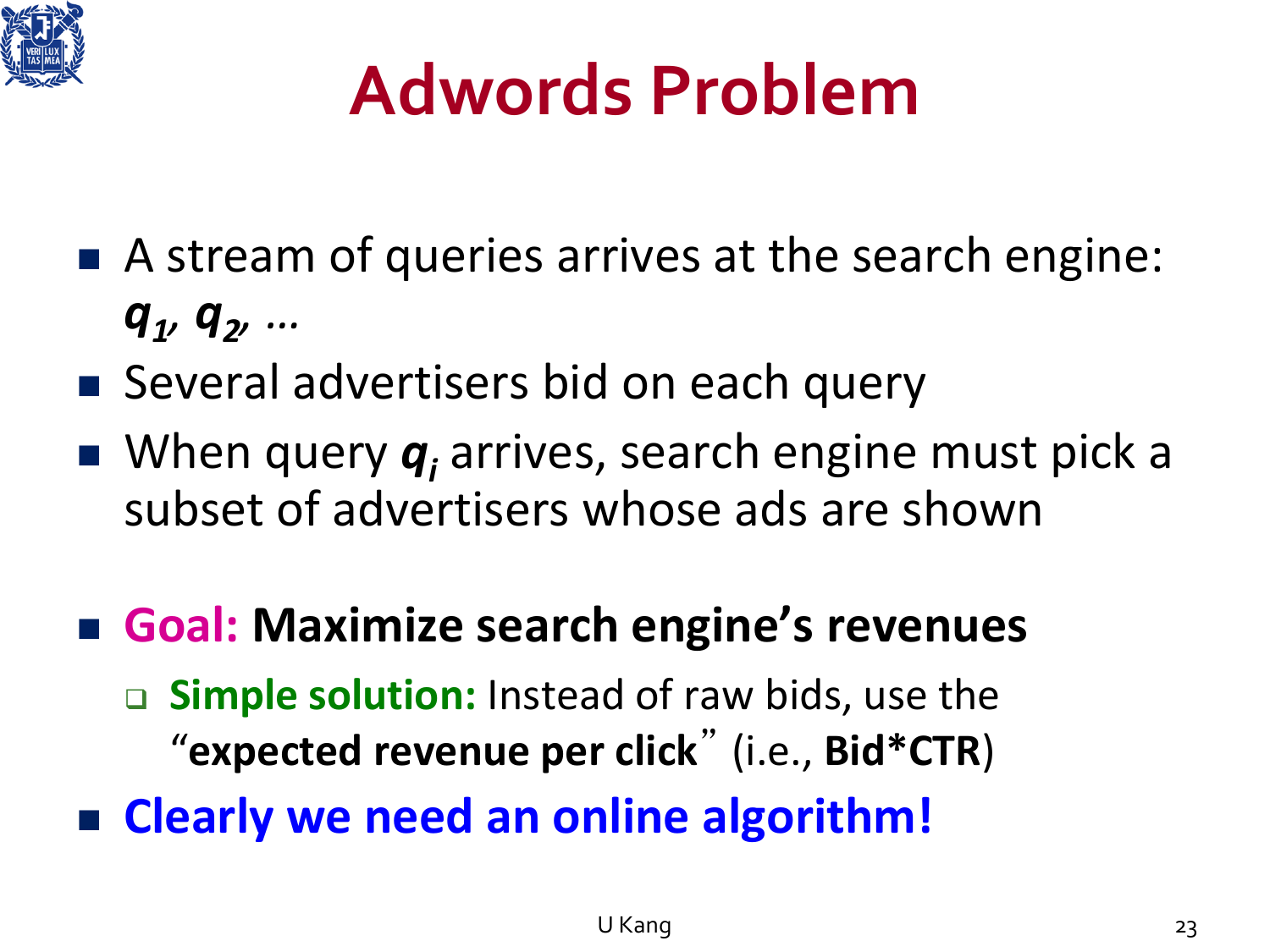# Adwords Problem

- A stream of queries arrives at the search engine: $q_1, q_2, \ldots$
- Several advertisers bid on each query
- When query $q_i$ arrives, search engine must pick a subset of advertisers whose ads are shown

- **Goal: Maximize search engine's revenues**
  - **Simple solution:** Instead of raw bids, use the "**expected revenue per click**" (i.e., **Bid*CTR**)
- **Clearly we need an online algorithm!**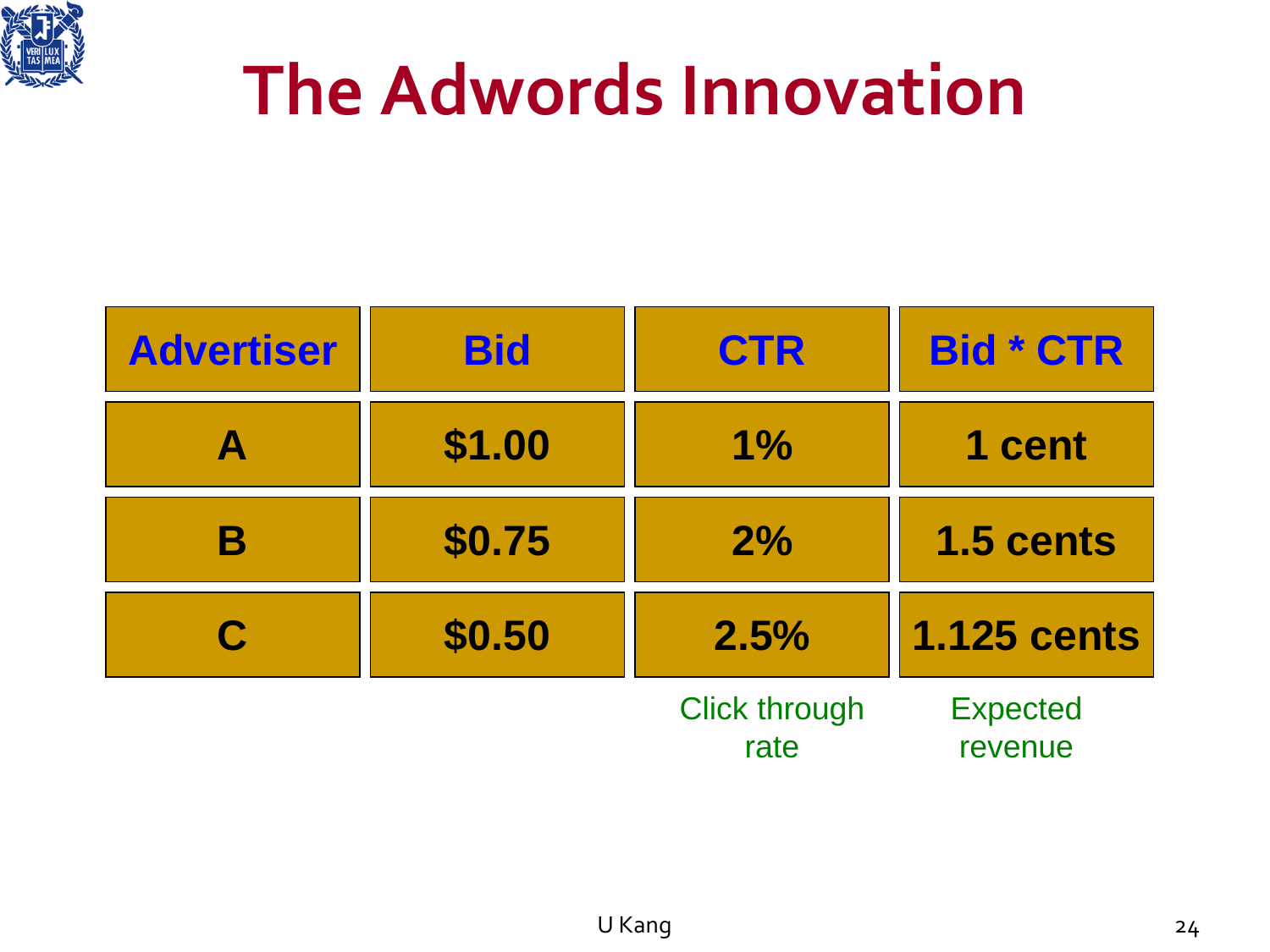# The Adwords Innovation

| Advertiser | Bid | CTR | Bid * CTR |
|---|---|---|---|
| A | $1.00 | 1% | 1 cent |
| B | $0.75 | 2% | 1.5 cents |
| C | $0.50 | 2.5% | 1.125 cents |
| | | Click through rate | Expected revenue |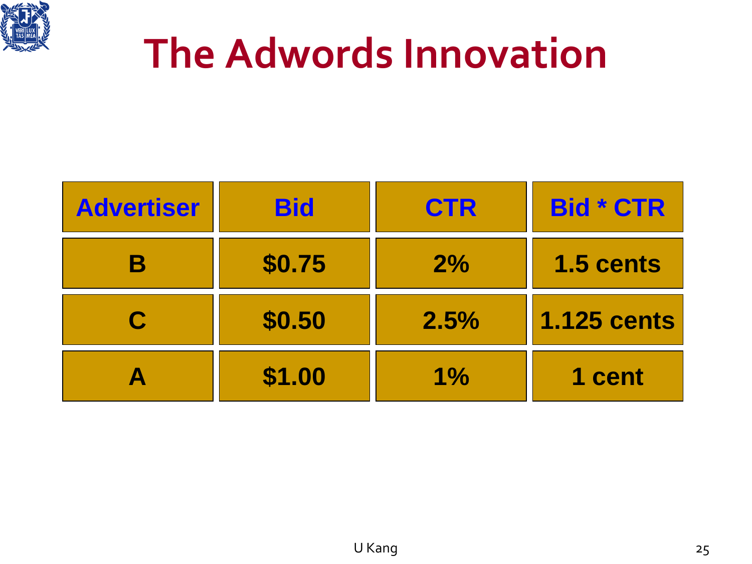# The Adwords Innovation

| Advertiser | Bid | CTR | Bid * CTR |
| --- | --- | --- | --- |
| B | $0.75 | 2% | 1.5 cents |
| C | $0.50 | 2.5% | 1.125 cents |
| A | $1.00 | 1% | 1 cent |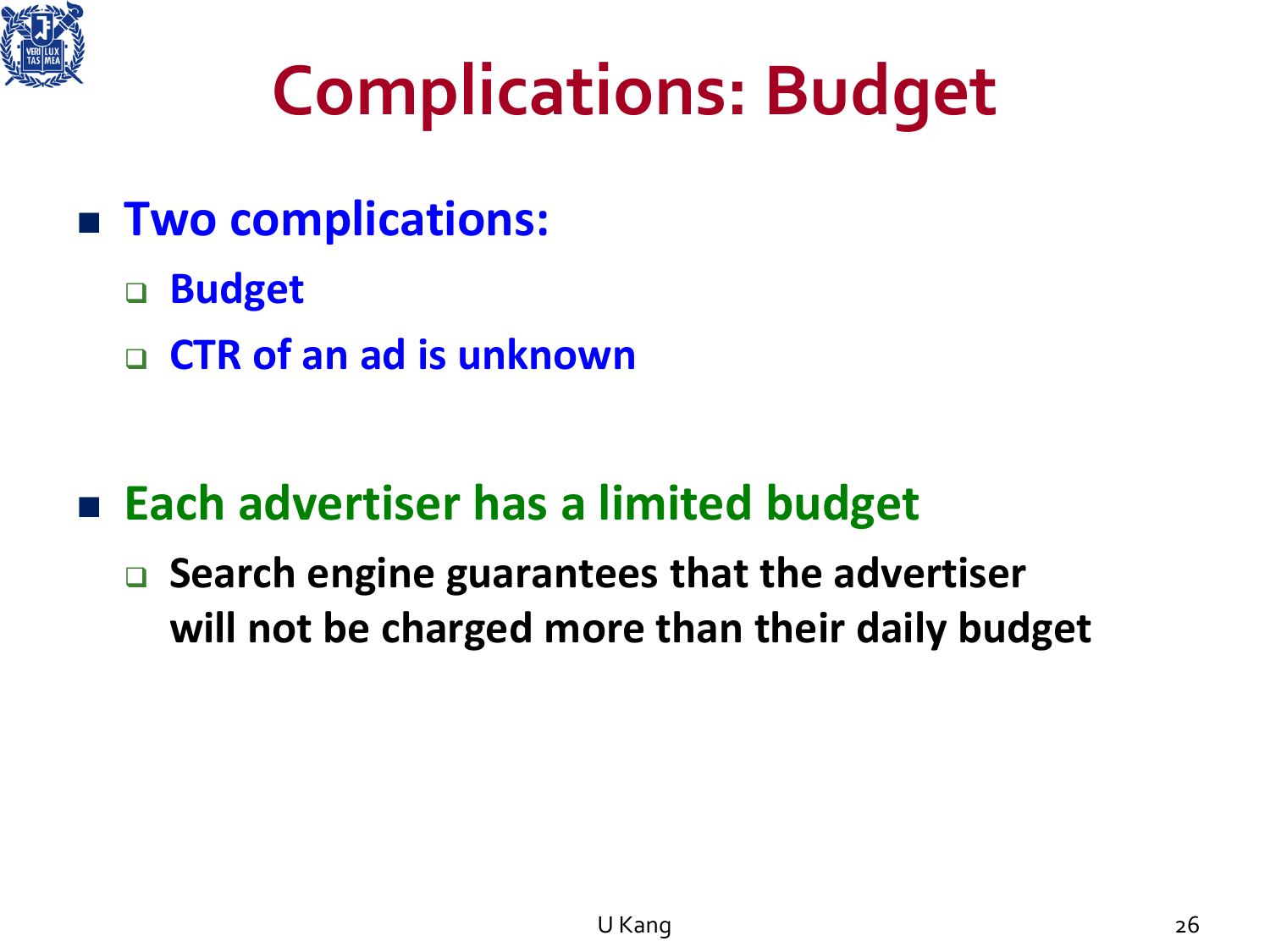# Complications: Budget

- **Two complications:**
  - **Budget**
  - **CTR of an ad is unknown**

- **Each advertiser has a limited budget**
  - **Search engine guarantees that the advertiser will not be charged more than their daily budget**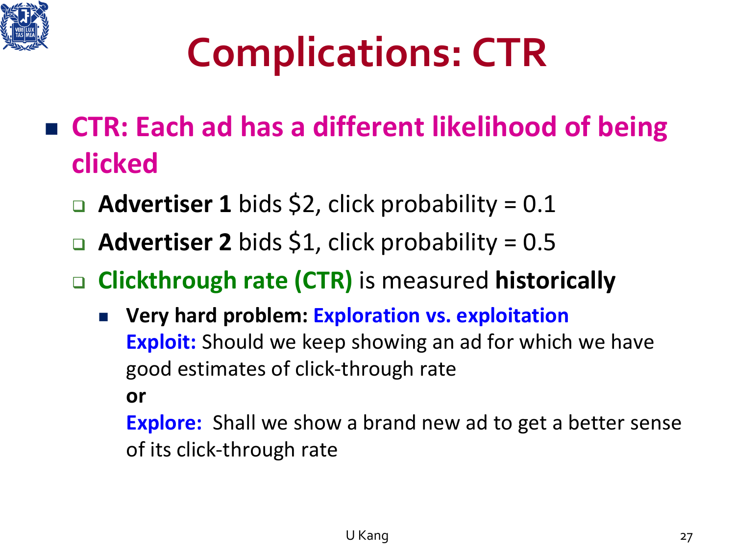# Complications: CTR

- **CTR: Each ad has a different likelihood of being clicked**
  - **Advertiser 1** bids $2, click probability = 0.1
  - **Advertiser 2** bids $1, click probability = 0.5
  - **Clickthrough rate (CTR)** is measured **historically**
    - **Very hard problem: Exploration vs. exploitation**
      **Exploit:** Should we keep showing an ad for which we have good estimates of click-through rate
      **or**
      **Explore:** Shall we show a brand new ad to get a better sense of its click-through rate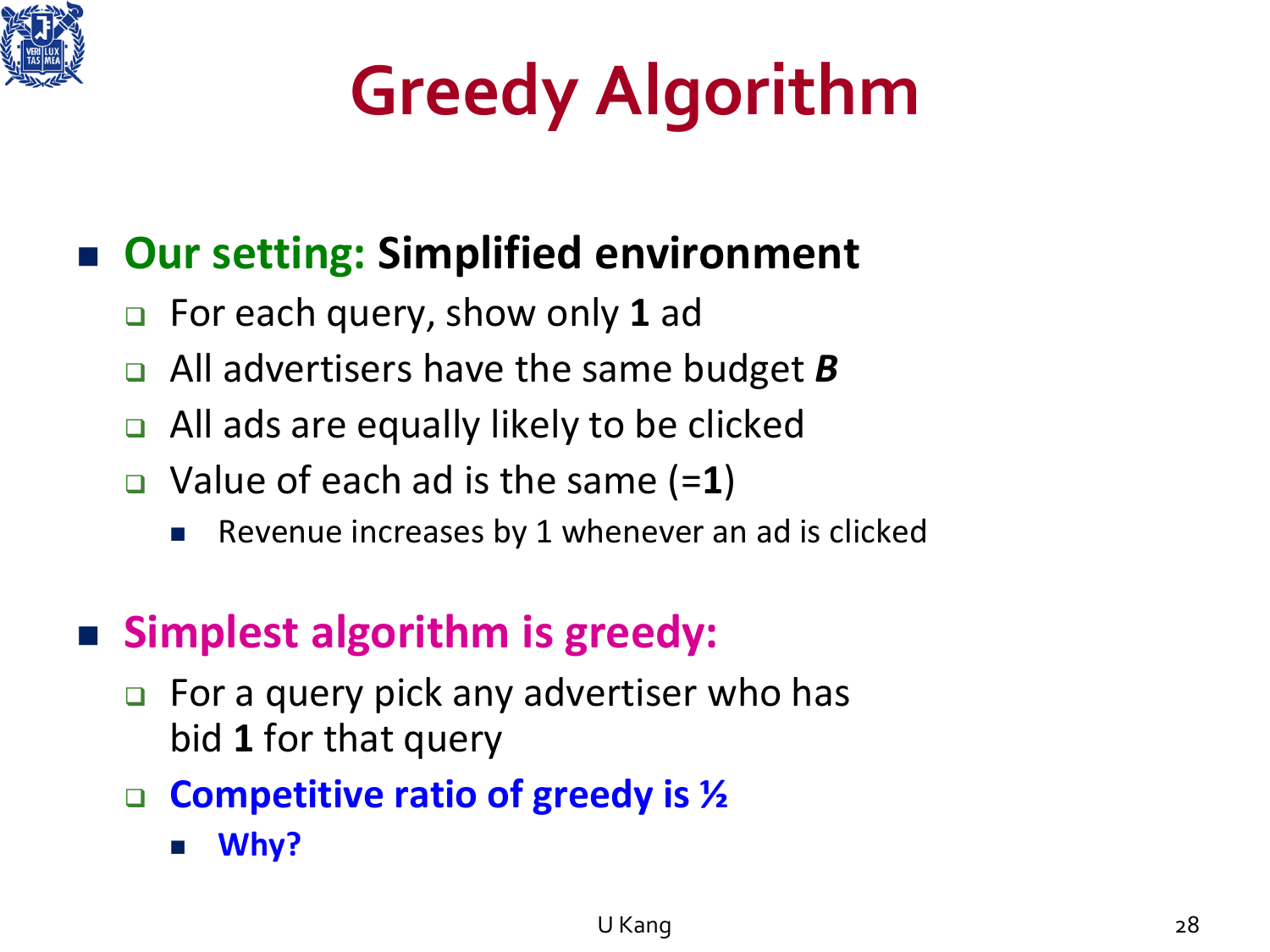# Greedy Algorithm

- **Our setting: Simplified environment**
  - For each query, show only **1** ad
  - All advertisers have the same budget ***B***
  - All ads are equally likely to be clicked
  - Value of each ad is the same (=**1**)
    - Revenue increases by 1 whenever an ad is clicked

- **Simplest algorithm is greedy:**
  - For a query pick any advertiser who has bid **1** for that query
  - **Competitive ratio of greedy is ½**
    - **Why?**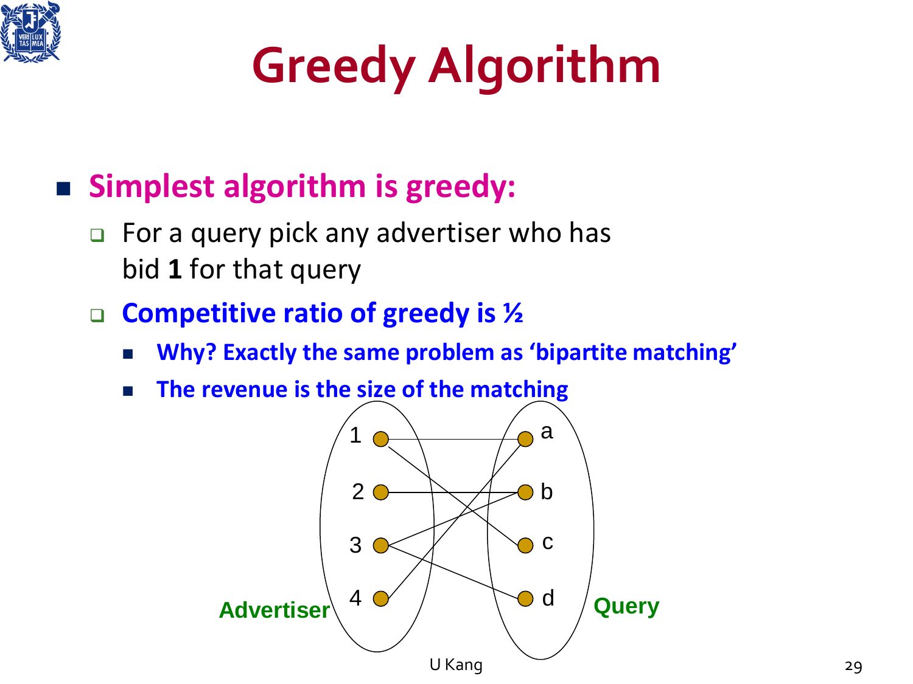# Greedy Algorithm

- **Simplest algorithm is greedy:**
  - For a query pick any advertiser who has bid **1** for that query
  - **Competitive ratio of greedy is ½**
    - **Why? Exactly the same problem as 'bipartite matching'**
    - **The revenue is the size of the matching**

Advertiser: 1, 2, 3, 4

Query: a, b, c, d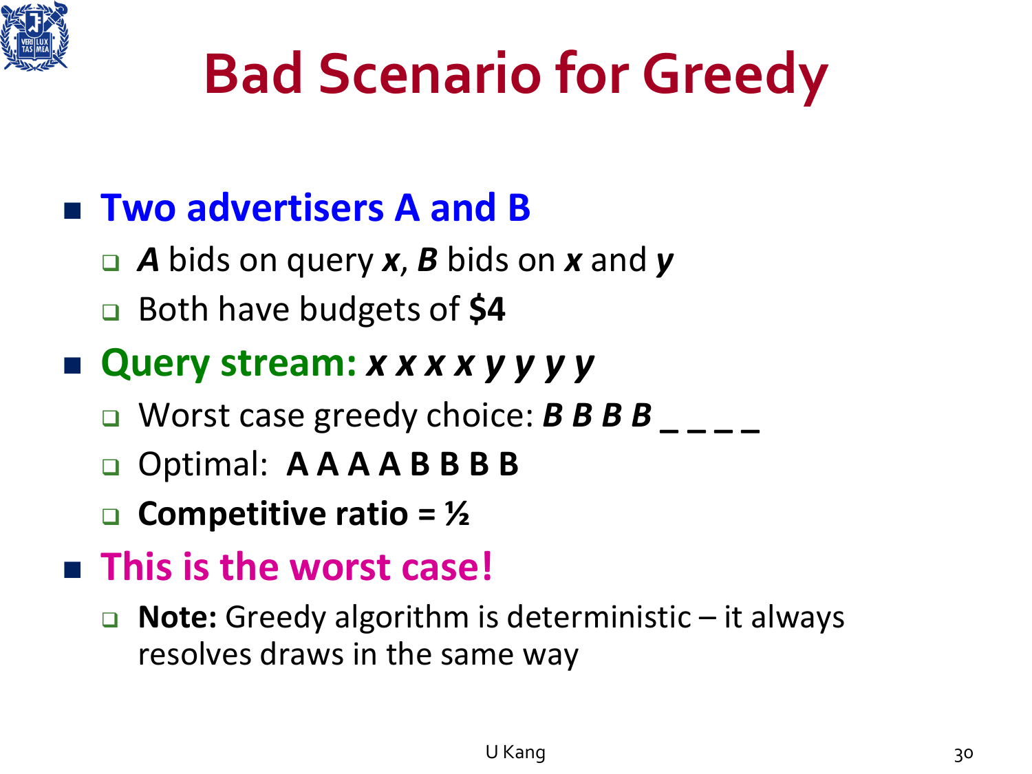# Bad Scenario for Greedy

- **Two advertisers A and B**
  - ***A*** bids on query ***x***, ***B*** bids on ***x*** and ***y***
  - Both have budgets of **$4**
- **Query stream: *x x x x y y y y***
  - Worst case greedy choice: ***B B B B* _ _ _ _**
  - Optimal: **A A A A B B B B**
  - **Competitive ratio = ½**
- **This is the worst case!**
  - **Note:** Greedy algorithm is deterministic – it always resolves draws in the same way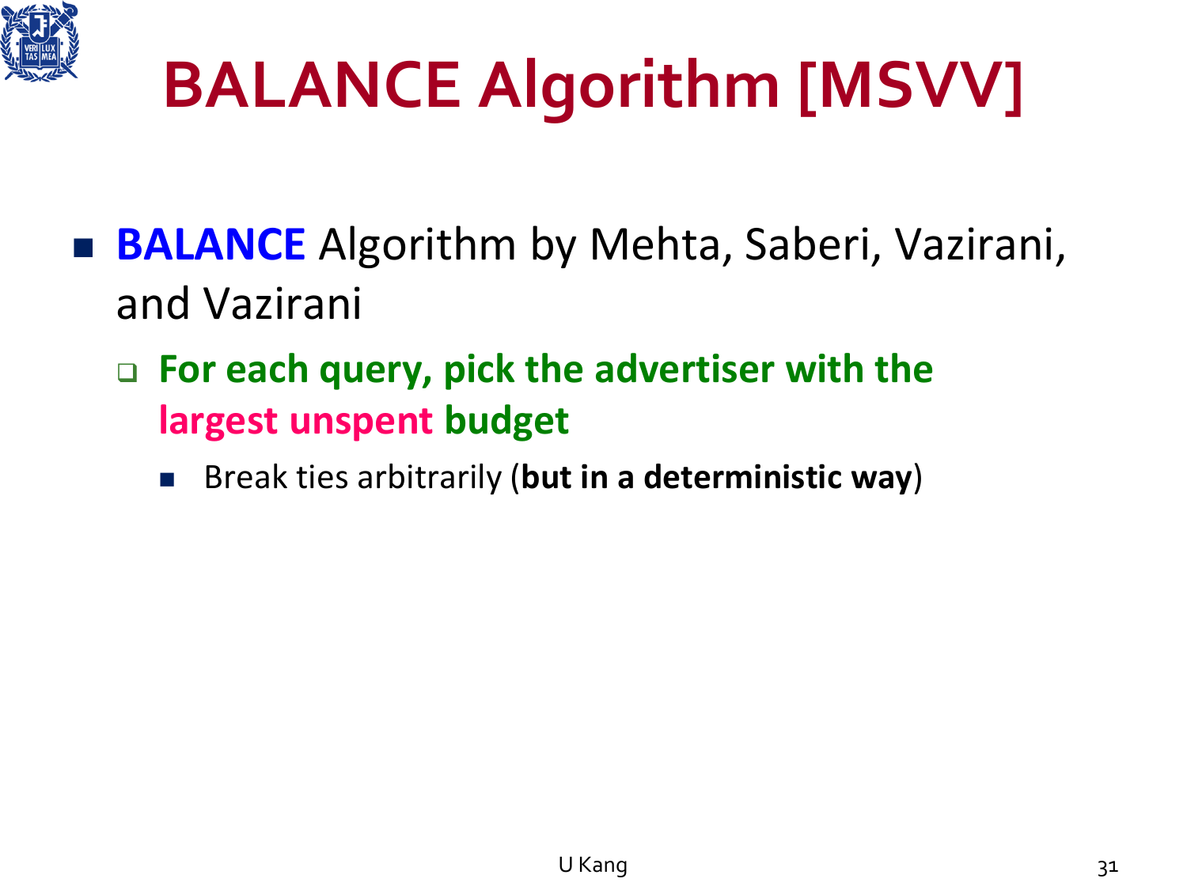# BALANCE Algorithm [MSVV]

- **BALANCE** Algorithm by Mehta, Saberi, Vazirani, and Vazirani
  - **For each query, pick the advertiser with the largest unspent budget**
    - Break ties arbitrarily (**but in a deterministic way**)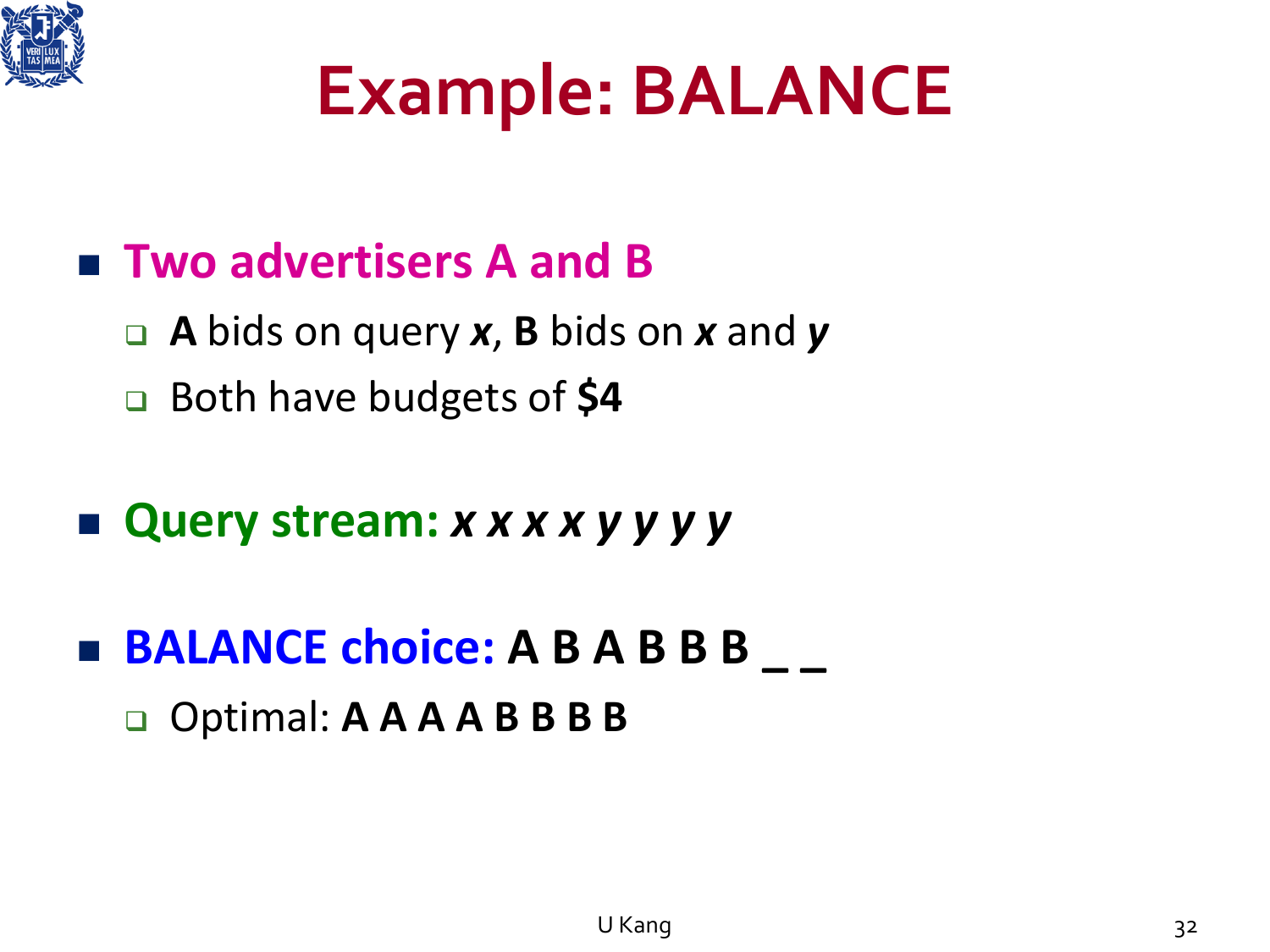# Example: BALANCE

- **Two advertisers A and B**
  - **A** bids on query ***x***, **B** bids on ***x*** and ***y***
  - Both have budgets of **$4**
- **Query stream:** ***x x x x y y y y***
- **BALANCE choice:** **A B A B B B _ _**
  - Optimal: **A A A A B B B B**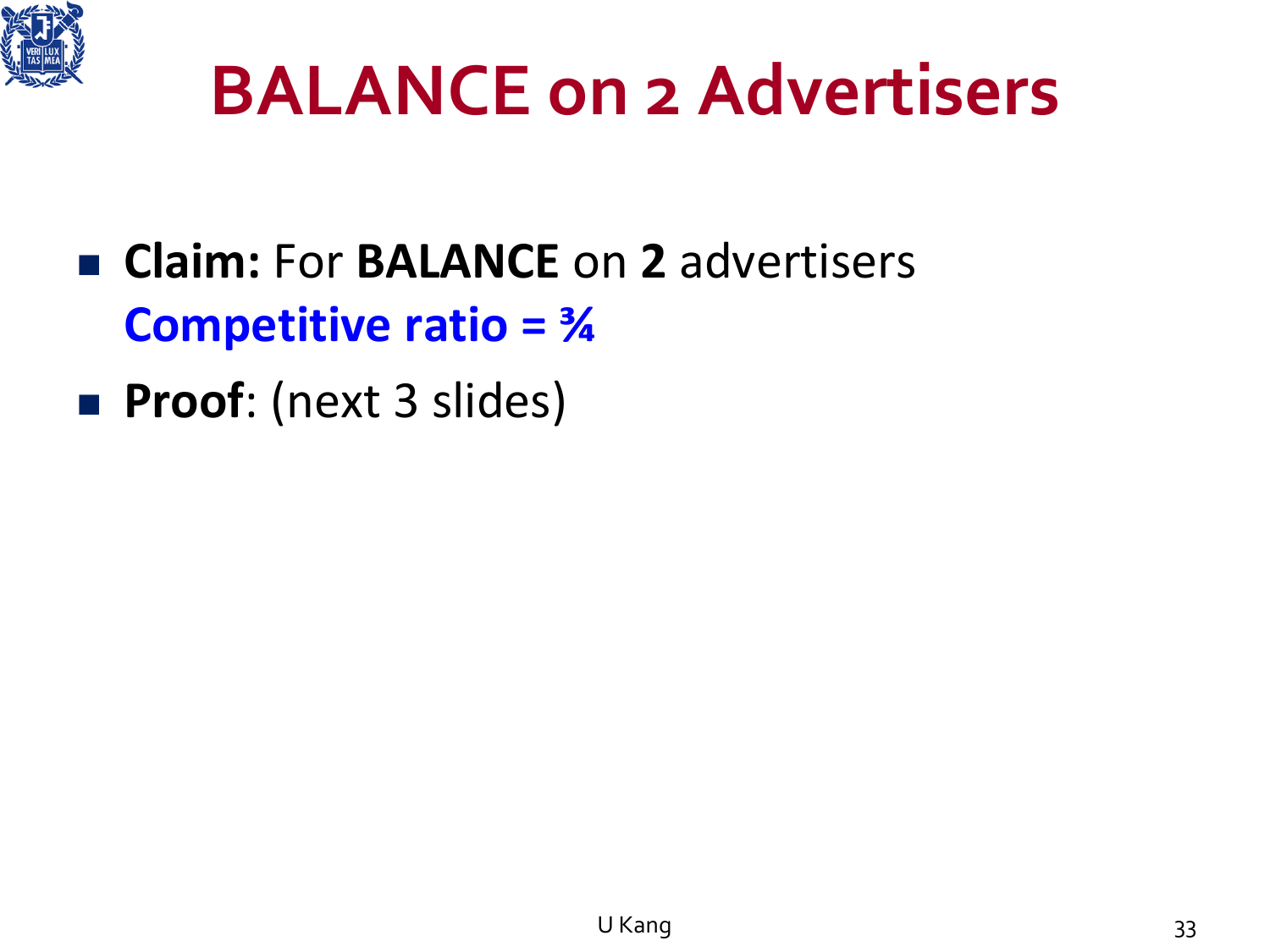# BALANCE on 2 Advertisers

- **Claim:** For **BALANCE** on **2** advertisers
  **Competitive ratio = ¾**
- **Proof**: (next 3 slides)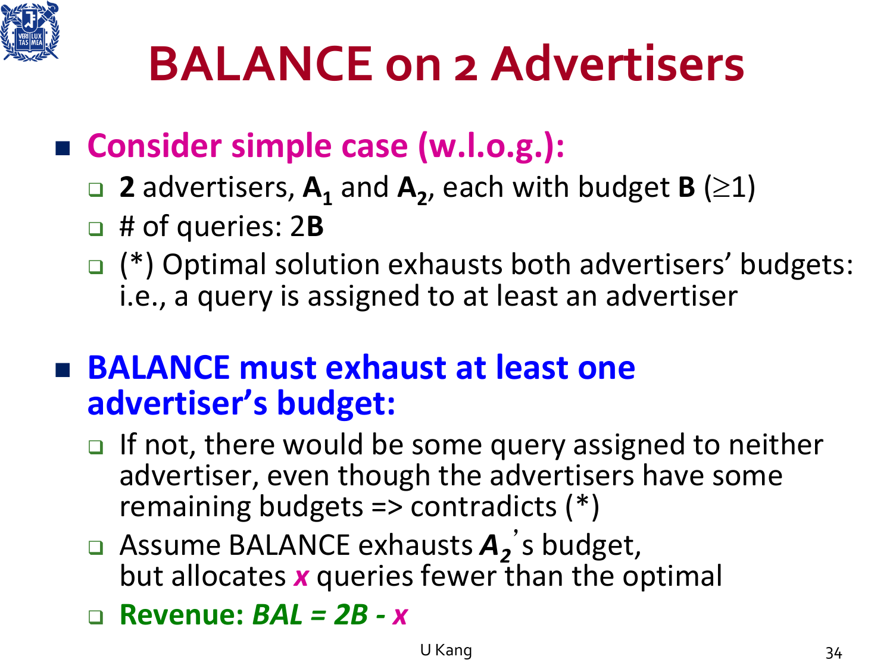# BALANCE on 2 Advertisers

- **Consider simple case (w.l.o.g.):**
  - **2** advertisers, $\mathbf{A_1}$ and $\mathbf{A_2}$, each with budget **B** ($\geq$1)
  - # of queries: 2**B**
  - (*) Optimal solution exhausts both advertisers' budgets: i.e., a query is assigned to at least an advertiser

- **BALANCE must exhaust at least one advertiser's budget:**
  - If not, there would be some query assigned to neither advertiser, even though the advertisers have some remaining budgets => contradicts (*)
  - Assume BALANCE exhausts $\boldsymbol{A_2}$'s budget, but allocates $\boldsymbol{x}$ queries fewer than the optimal
  - **Revenue:** $BAL = 2B - x$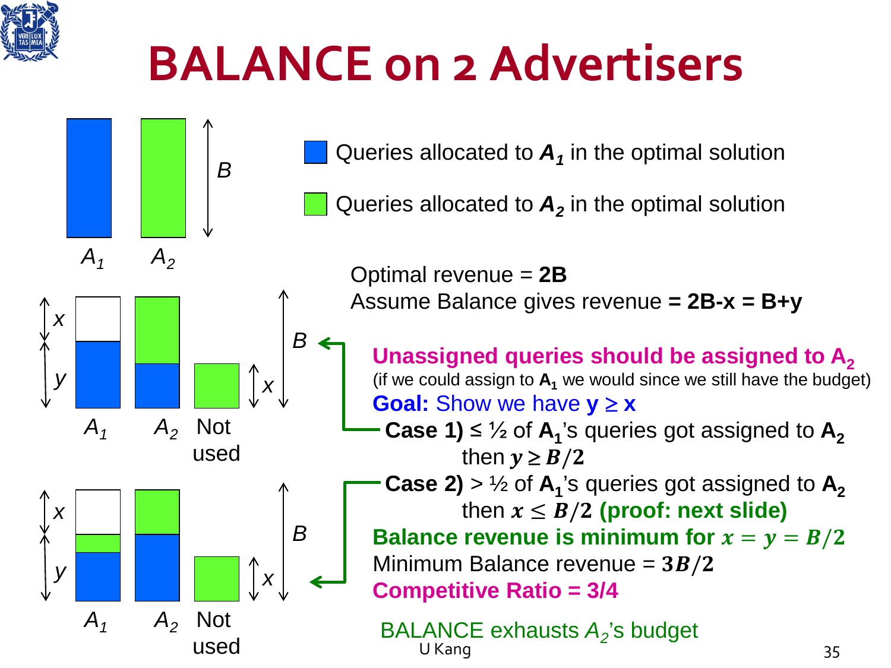# BALANCE on 2 Advertisers

$A_1$ $A_2$ $B$

Queries allocated to $A_1$ in the optimal solution

Queries allocated to $A_2$ in the optimal solution

Optimal revenue = **2B**

Assume Balance gives revenue **= 2B-x = B+y**

**Unassigned queries should be assigned to $A_2$**

(if we could assign to $A_1$ we would since we still have the budget)

**Goal:** Show we have **$y \geq x$**

**Case 1)** ≤ ½ of $A_1$'s queries got assigned to $A_2$

then $y \geq B/2$

**Case 2)** > ½ of $A_1$'s queries got assigned to $A_2$

then $x \leq B/2$ **(proof: next slide)**

**Balance revenue is minimum for $x = y = B/2$**

Minimum Balance revenue = $3B/2$

**Competitive Ratio = 3/4**

BALANCE exhausts $A_2$'s budget

$x$ $y$ $A_1$ $A_2$ Not used $x$ $B$

$x$ $y$ $A_1$ $A_2$ Not used $x$ $B$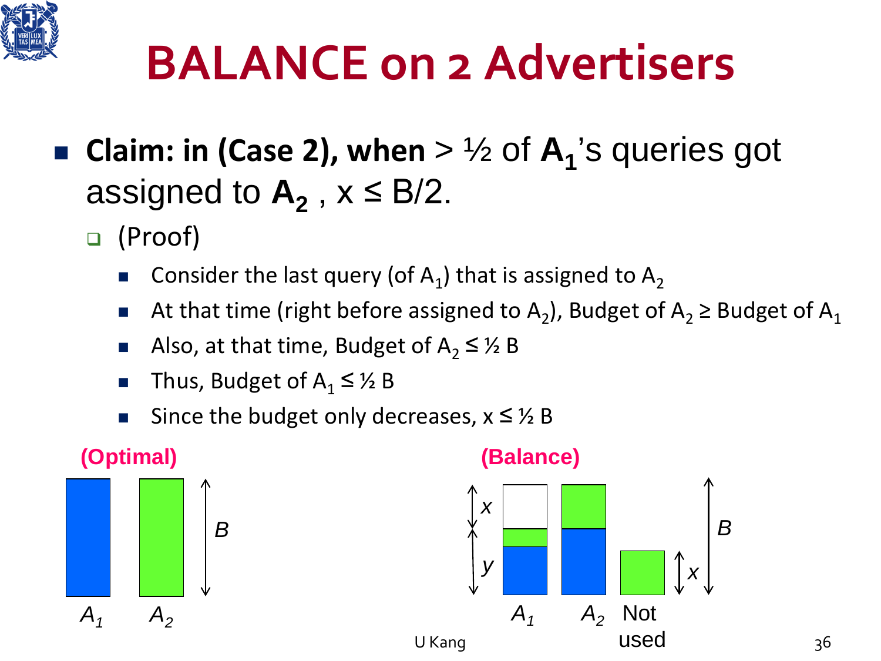# BALANCE on 2 Advertisers

- **Claim: in (Case 2), when** > ½ of $\mathbf{A_1}$'s queries got assigned to $\mathbf{A_2}$ , x ≤ B/2.
  - (Proof)
    - Consider the last query (of $A_1$) that is assigned to $A_2$
    - At that time (right before assigned to $A_2$), Budget of $A_2$ ≥ Budget of $A_1$
    - Also, at that time, Budget of $A_2$ ≤ ½ B
    - Thus, Budget of $A_1$ ≤ ½ B
    - Since the budget only decreases, x ≤ ½ B

**(Optimal)**

$A_1$ $A_2$ $B$

**(Balance)**

$x$ $y$ $A_1$ $A_2$ Not used $x$ $B$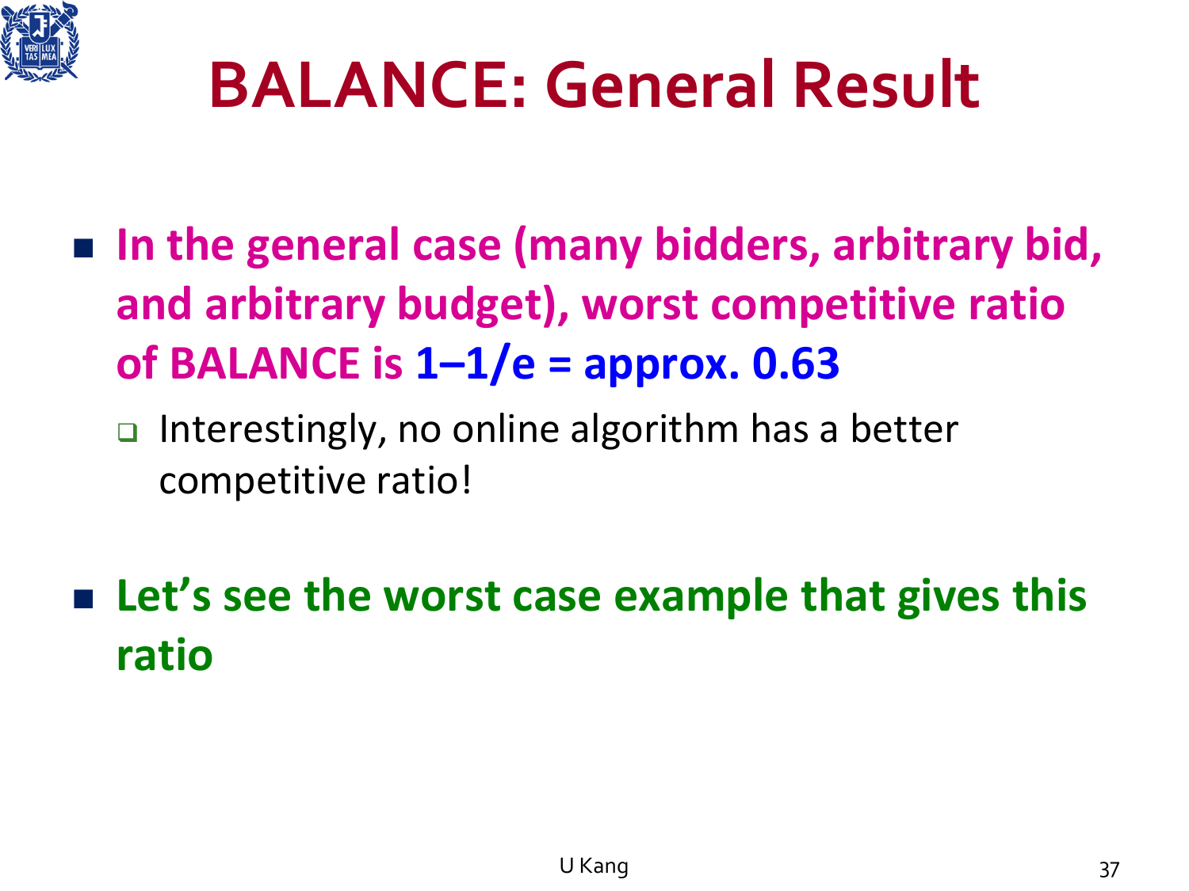# BALANCE: General Result

- **In the general case (many bidders, arbitrary bid, and arbitrary budget), worst competitive ratio of BALANCE is 1–1/e = approx. 0.63**
  - Interestingly, no online algorithm has a better competitive ratio!

- **Let's see the worst case example that gives this ratio**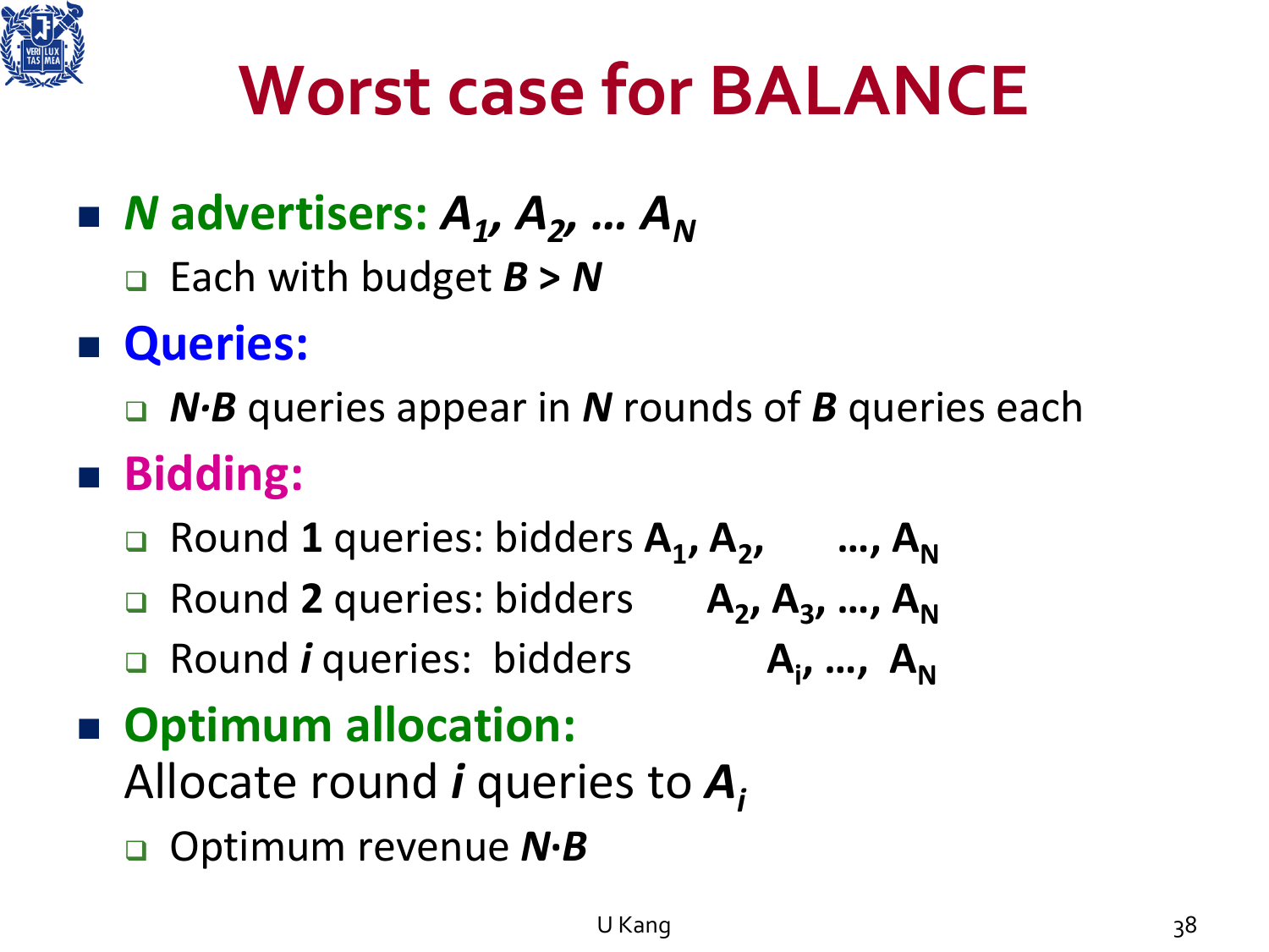# Worst case for BALANCE

- ***N* advertisers: $A_1, A_2, \ldots A_N$**
  - Each with budget $B > N$
- **Queries:**
  - $N \cdot B$ queries appear in $N$ rounds of $B$ queries each
- **Bidding:**
  - Round **1** queries: bidders $A_1, A_2, \ldots, A_N$
  - Round **2** queries: bidders $A_2, A_3, \ldots, A_N$
  - Round ***i*** queries: bidders $A_i, \ldots, A_N$
- **Optimum allocation:** Allocate round $i$ queries to $A_i$
  - Optimum revenue $N \cdot B$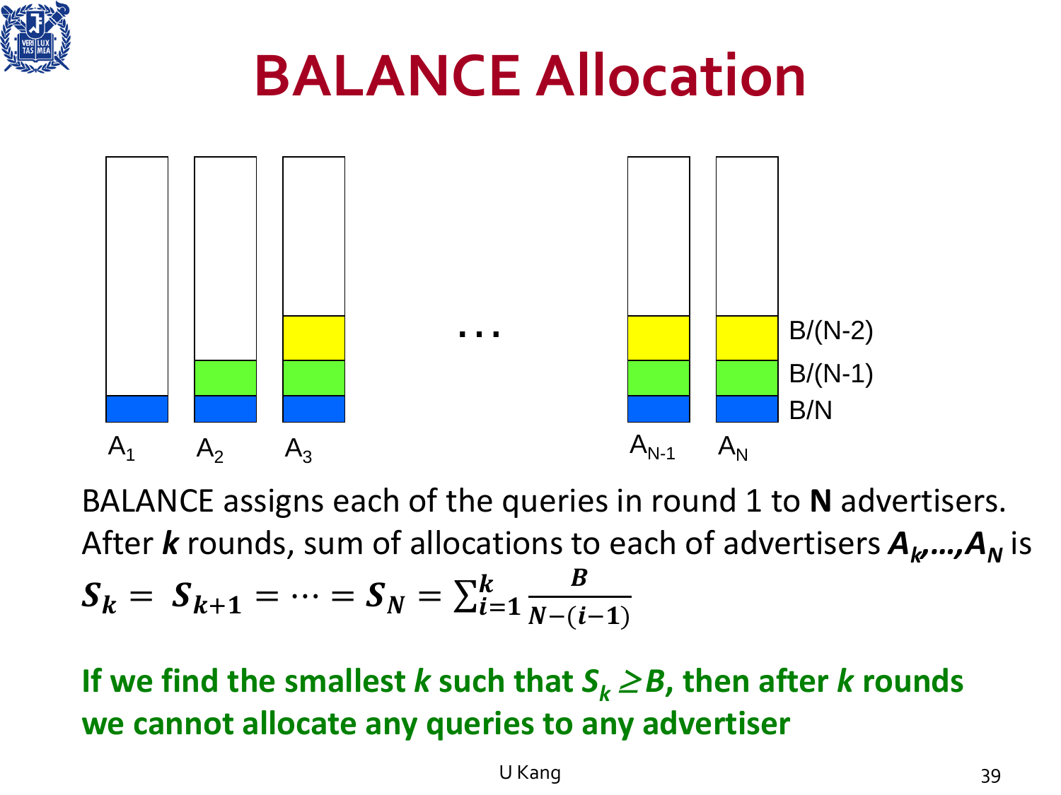# BALANCE Allocation

$A_1$ $A_2$ $A_3$ ... $A_{N-1}$ $A_N$

B/(N-2)

B/(N-1)

B/N

BALANCE assigns each of the queries in round 1 to **N** advertisers. After ***k*** rounds, sum of allocations to each of advertisers $A_k, \ldots, A_N$ is

$$S_k = S_{k+1} = \cdots = S_N = \sum_{i=1}^{k} \frac{B}{N-(i-1)}$$

**If we find the smallest *k* such that $S_k \geq B$, then after *k* rounds we cannot allocate any queries to any advertiser**

U Kang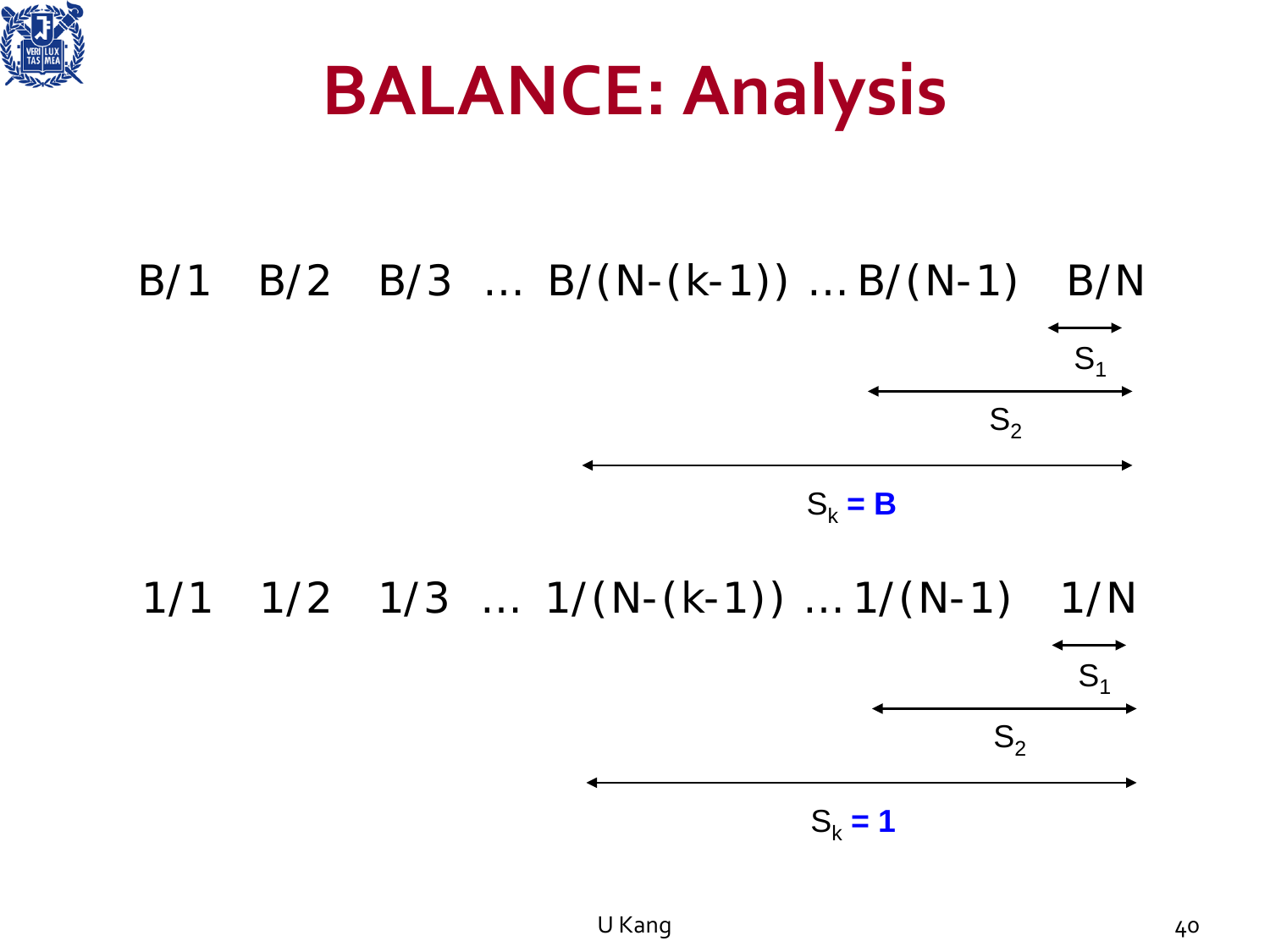# BALANCE: Analysis

B/1 B/2 B/3 … B/(N-(k-1)) … B/(N-1) B/N

$S_1$

$S_2$

$S_k$ **= B**

1/1 1/2 1/3 … 1/(N-(k-1)) … 1/(N-1) 1/N

$S_1$

$S_2$

$S_k$ **= 1**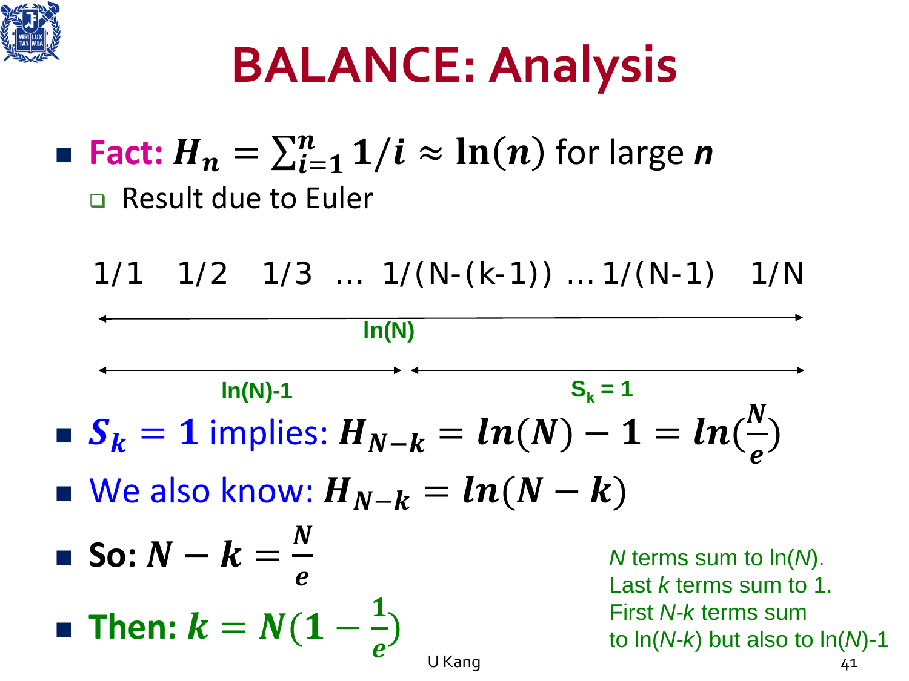# BALANCE: Analysis

- **Fact:** $H_n = \sum_{i=1}^{n} 1/i \approx \ln(n)$ for large $n$
  - Result due to Euler

1/1   1/2   1/3   …   1/(N-(k-1))   …   1/(N-1)   1/N

ln(N)

ln(N)-1        $S_k = 1$

- $S_k = 1$ implies: $H_{N-k} = ln(N) - 1 = ln(\frac{N}{e})$
- We also know: $H_{N-k} = ln(N-k)$
- **So:** $N - k = \frac{N}{e}$
- **Then:** $k = N(1 - \frac{1}{e})$

*N* terms sum to ln(*N*).
Last *k* terms sum to 1.
First *N*-*k* terms sum to ln(*N*-*k*) but also to ln(*N*)-1

U Kang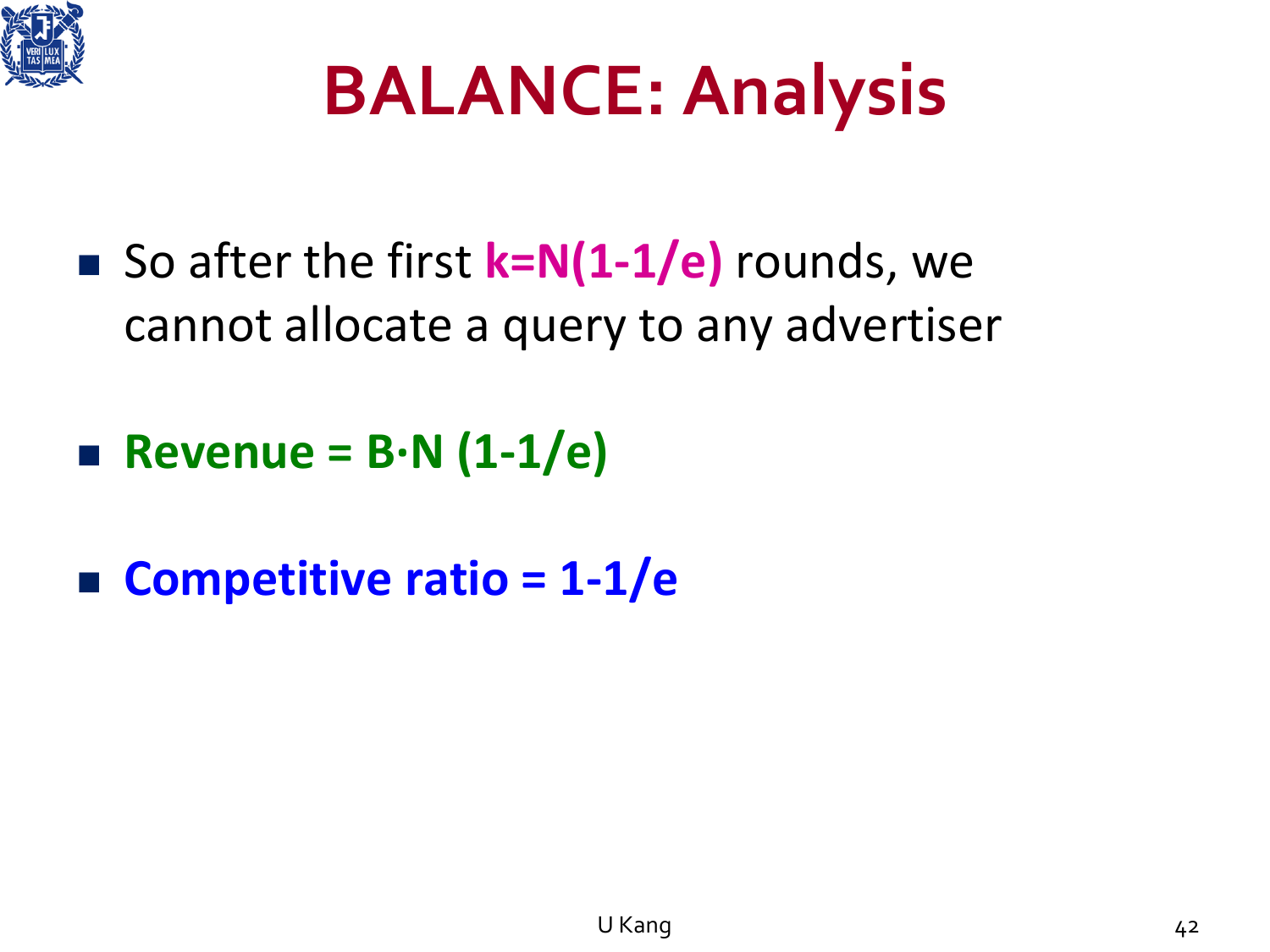# BALANCE: Analysis

- So after the first **$k=N(1-1/e)$** rounds, we cannot allocate a query to any advertiser

- **Revenue = $B \cdot N(1-1/e)$**

- **Competitive ratio = $1-1/e$**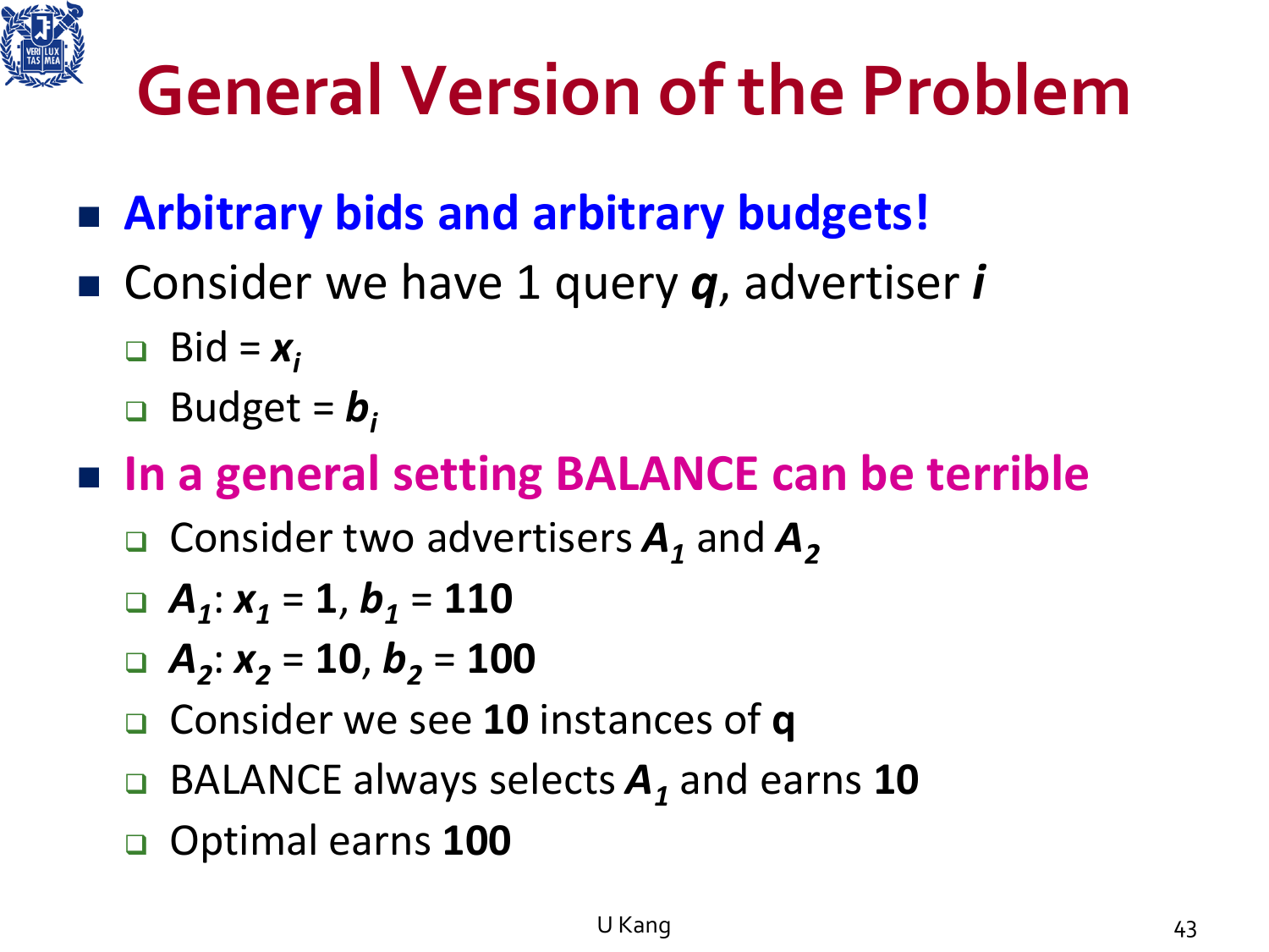# General Version of the Problem

- **Arbitrary bids and arbitrary budgets!**
- Consider we have 1 query $q$, advertiser $i$
  - Bid = $x_i$
  - Budget = $b_i$
- **In a general setting BALANCE can be terrible**
  - Consider two advertisers $A_1$ and $A_2$
  - $A_1$: $x_1 = 1$, $b_1 = 110$
  - $A_2$: $x_2 = 10$, $b_2 = 100$
  - Consider we see **10** instances of **q**
  - BALANCE always selects $A_1$ and earns **10**
  - Optimal earns **100**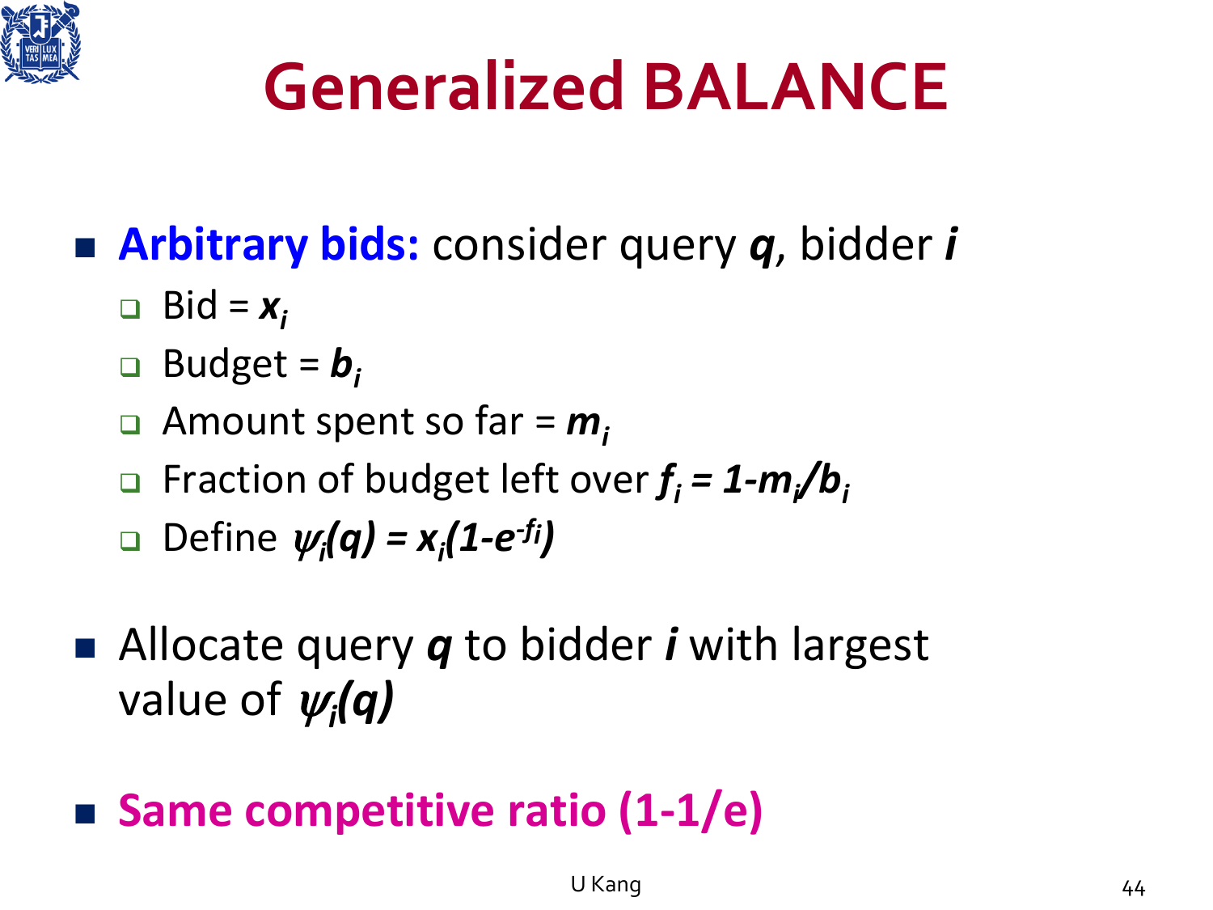# Generalized BALANCE

- **Arbitrary bids:** consider query $q$, bidder $i$
  - Bid = $x_i$
  - Budget = $b_i$
  - Amount spent so far = $m_i$
  - Fraction of budget left over $f_i = 1 - m_i/b_i$
  - Define $\psi_i(q) = x_i(1-e^{-f_i})$

- Allocate query $q$ to bidder $i$ with largest value of $\psi_i(q)$

- **Same competitive ratio (1-1/e)**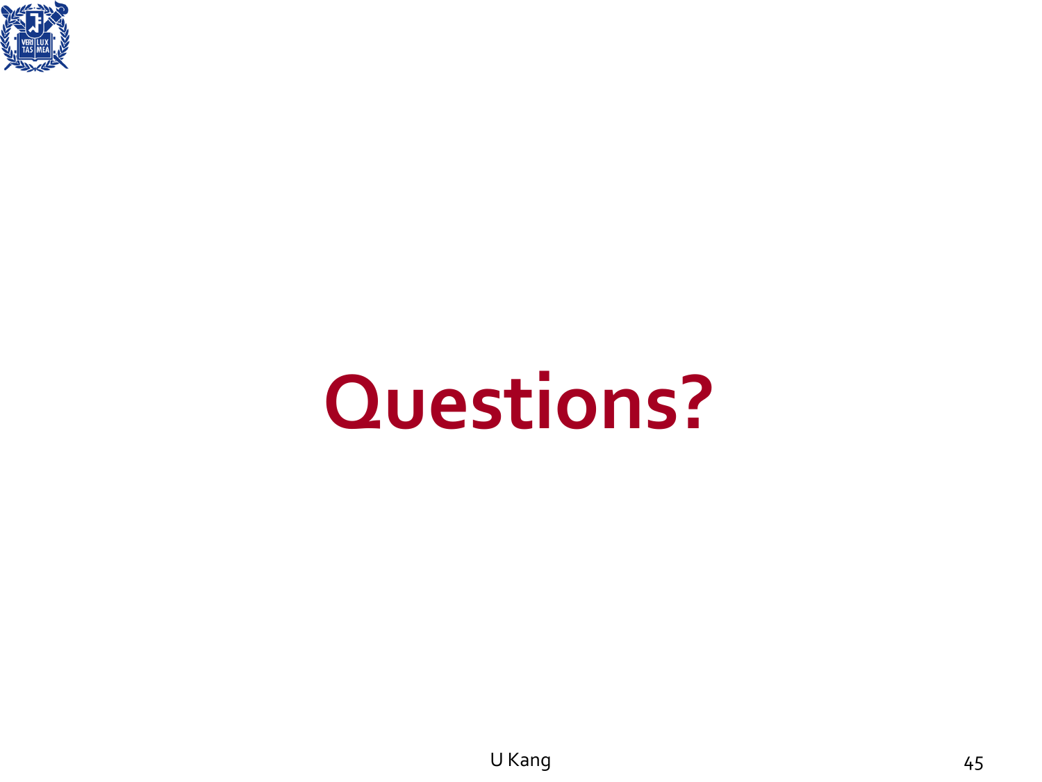# Questions?